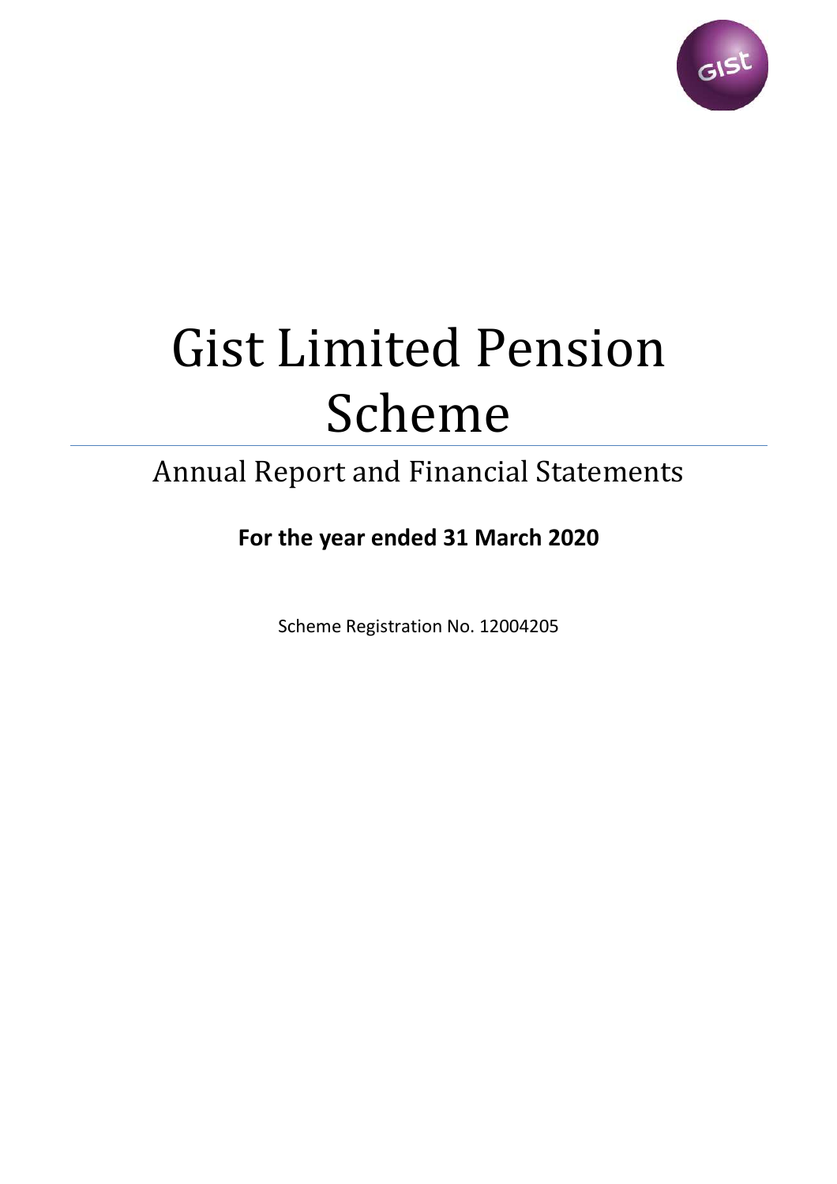# Gist Limited Pension Scheme

## Annual Report and Financial Statements

**For the year ended 31 March 2020**

Scheme Registration No. 12004205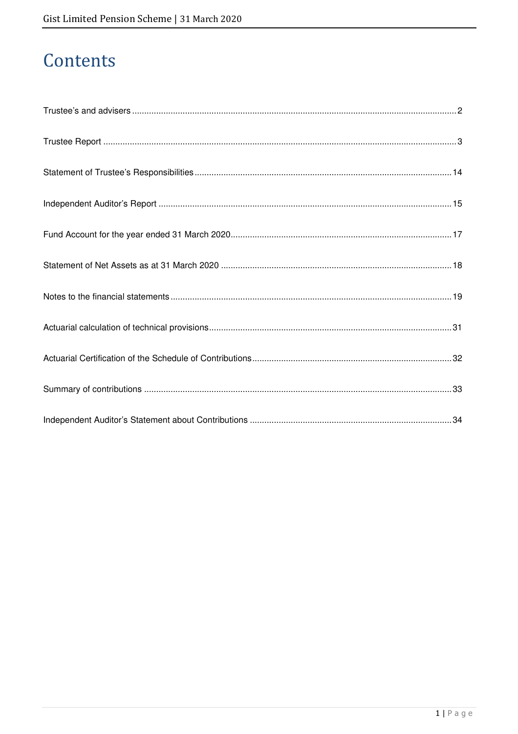# Contents

| | |
|---|---|
| Trustee's and advisers | 2 |
| Trustee Report | 3 |
| Statement of Trustee's Responsibilities | 14 |
| Independent Auditor's Report | 15 |
| Fund Account for the year ended 31 March 2020 | 17 |
| Statement of Net Assets as at 31 March 2020 | 18 |
| Notes to the financial statements | 19 |
| Actuarial calculation of technical provisions | 31 |
| Actuarial Certification of the Schedule of Contributions | 32 |
| Summary of contributions | 33 |
| Independent Auditor's Statement about Contributions | 34 |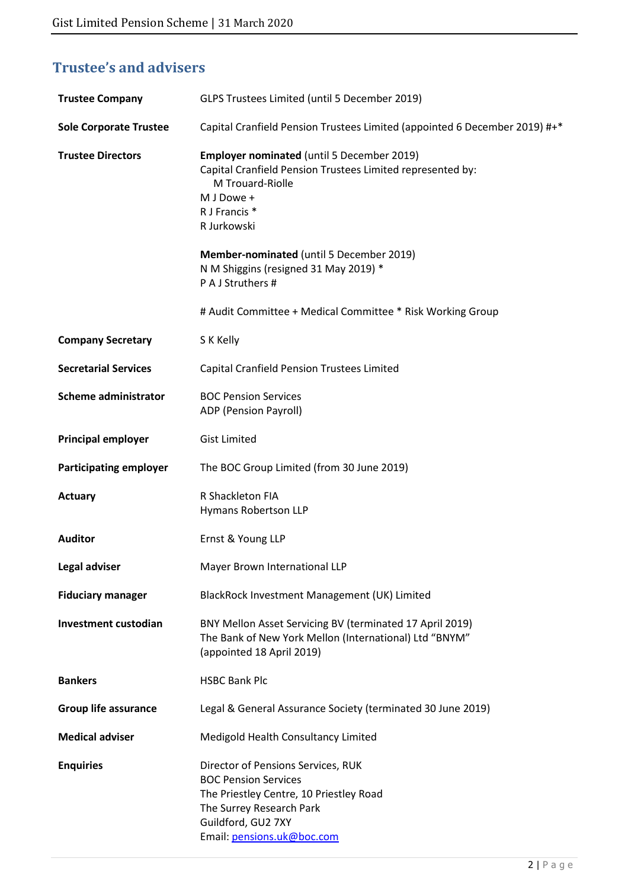## Trustee's and advisers

| | |
|---|---|
| **Trustee Company** | GLPS Trustees Limited (until 5 December 2019) |
| **Sole Corporate Trustee** | Capital Cranfield Pension Trustees Limited (appointed 6 December 2019) #+* |
| **Trustee Directors** | **Employer nominated** (until 5 December 2019)<br>Capital Cranfield Pension Trustees Limited represented by:<br>M Trouard-Riolle<br>M J Dowe +<br>R J Francis *<br>R Jurkowski<br><br>**Member-nominated** (until 5 December 2019)<br>N M Shiggins (resigned 31 May 2019) *<br>P A J Struthers #<br><br># Audit Committee + Medical Committee * Risk Working Group |
| **Company Secretary** | S K Kelly |
| **Secretarial Services** | Capital Cranfield Pension Trustees Limited |
| **Scheme administrator** | BOC Pension Services<br>ADP (Pension Payroll) |
| **Principal employer** | Gist Limited |
| **Participating employer** | The BOC Group Limited (from 30 June 2019) |
| **Actuary** | R Shackleton FIA<br>Hymans Robertson LLP |
| **Auditor** | Ernst & Young LLP |
| **Legal adviser** | Mayer Brown International LLP |
| **Fiduciary manager** | BlackRock Investment Management (UK) Limited |
| **Investment custodian** | BNY Mellon Asset Servicing BV (terminated 17 April 2019)<br>The Bank of New York Mellon (International) Ltd "BNYM" (appointed 18 April 2019) |
| **Bankers** | HSBC Bank Plc |
| **Group life assurance** | Legal & General Assurance Society (terminated 30 June 2019) |
| **Medical adviser** | Medigold Health Consultancy Limited |
| **Enquiries** | Director of Pensions Services, RUK<br>BOC Pension Services<br>The Priestley Centre, 10 Priestley Road<br>The Surrey Research Park<br>Guildford, GU2 7XY<br>Email: pensions.uk@boc.com |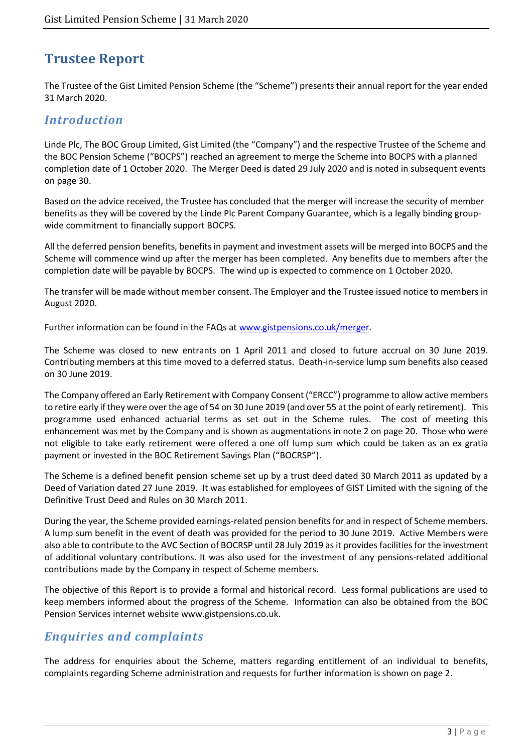# Trustee Report

The Trustee of the Gist Limited Pension Scheme (the "Scheme") presents their annual report for the year ended 31 March 2020.

## *Introduction*

Linde Plc, The BOC Group Limited, Gist Limited (the "Company") and the respective Trustee of the Scheme and the BOC Pension Scheme ("BOCPS") reached an agreement to merge the Scheme into BOCPS with a planned completion date of 1 October 2020. The Merger Deed is dated 29 July 2020 and is noted in subsequent events on page 30.

Based on the advice received, the Trustee has concluded that the merger will increase the security of member benefits as they will be covered by the Linde Plc Parent Company Guarantee, which is a legally binding group-wide commitment to financially support BOCPS.

All the deferred pension benefits, benefits in payment and investment assets will be merged into BOCPS and the Scheme will commence wind up after the merger has been completed. Any benefits due to members after the completion date will be payable by BOCPS. The wind up is expected to commence on 1 October 2020.

The transfer will be made without member consent. The Employer and the Trustee issued notice to members in August 2020.

Further information can be found in the FAQs at www.gistpensions.co.uk/merger.

The Scheme was closed to new entrants on 1 April 2011 and closed to future accrual on 30 June 2019. Contributing members at this time moved to a deferred status. Death-in-service lump sum benefits also ceased on 30 June 2019.

The Company offered an Early Retirement with Company Consent ("ERCC") programme to allow active members to retire early if they were over the age of 54 on 30 June 2019 (and over 55 at the point of early retirement). This programme used enhanced actuarial terms as set out in the Scheme rules. The cost of meeting this enhancement was met by the Company and is shown as augmentations in note 2 on page 20. Those who were not eligible to take early retirement were offered a one off lump sum which could be taken as an ex gratia payment or invested in the BOC Retirement Savings Plan ("BOCRSP").

The Scheme is a defined benefit pension scheme set up by a trust deed dated 30 March 2011 as updated by a Deed of Variation dated 27 June 2019. It was established for employees of GIST Limited with the signing of the Definitive Trust Deed and Rules on 30 March 2011.

During the year, the Scheme provided earnings-related pension benefits for and in respect of Scheme members. A lump sum benefit in the event of death was provided for the period to 30 June 2019. Active Members were also able to contribute to the AVC Section of BOCRSP until 28 July 2019 as it provides facilities for the investment of additional voluntary contributions. It was also used for the investment of any pensions-related additional contributions made by the Company in respect of Scheme members.

The objective of this Report is to provide a formal and historical record. Less formal publications are used to keep members informed about the progress of the Scheme. Information can also be obtained from the BOC Pension Services internet website www.gistpensions.co.uk.

## *Enquiries and complaints*

The address for enquiries about the Scheme, matters regarding entitlement of an individual to benefits, complaints regarding Scheme administration and requests for further information is shown on page 2.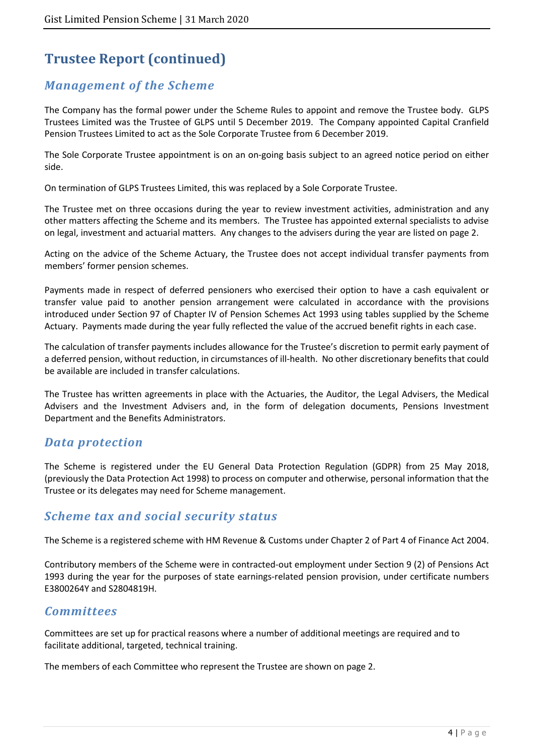# Trustee Report (continued)

## *Management of the Scheme*

The Company has the formal power under the Scheme Rules to appoint and remove the Trustee body. GLPS Trustees Limited was the Trustee of GLPS until 5 December 2019. The Company appointed Capital Cranfield Pension Trustees Limited to act as the Sole Corporate Trustee from 6 December 2019.

The Sole Corporate Trustee appointment is on an on-going basis subject to an agreed notice period on either side.

On termination of GLPS Trustees Limited, this was replaced by a Sole Corporate Trustee.

The Trustee met on three occasions during the year to review investment activities, administration and any other matters affecting the Scheme and its members. The Trustee has appointed external specialists to advise on legal, investment and actuarial matters. Any changes to the advisers during the year are listed on page 2.

Acting on the advice of the Scheme Actuary, the Trustee does not accept individual transfer payments from members' former pension schemes.

Payments made in respect of deferred pensioners who exercised their option to have a cash equivalent or transfer value paid to another pension arrangement were calculated in accordance with the provisions introduced under Section 97 of Chapter IV of Pension Schemes Act 1993 using tables supplied by the Scheme Actuary. Payments made during the year fully reflected the value of the accrued benefit rights in each case.

The calculation of transfer payments includes allowance for the Trustee's discretion to permit early payment of a deferred pension, without reduction, in circumstances of ill-health. No other discretionary benefits that could be available are included in transfer calculations.

The Trustee has written agreements in place with the Actuaries, the Auditor, the Legal Advisers, the Medical Advisers and the Investment Advisers and, in the form of delegation documents, Pensions Investment Department and the Benefits Administrators.

## *Data protection*

The Scheme is registered under the EU General Data Protection Regulation (GDPR) from 25 May 2018, (previously the Data Protection Act 1998) to process on computer and otherwise, personal information that the Trustee or its delegates may need for Scheme management.

## *Scheme tax and social security status*

The Scheme is a registered scheme with HM Revenue & Customs under Chapter 2 of Part 4 of Finance Act 2004.

Contributory members of the Scheme were in contracted-out employment under Section 9 (2) of Pensions Act 1993 during the year for the purposes of state earnings-related pension provision, under certificate numbers E3800264Y and S2804819H.

## *Committees*

Committees are set up for practical reasons where a number of additional meetings are required and to facilitate additional, targeted, technical training.

The members of each Committee who represent the Trustee are shown on page 2.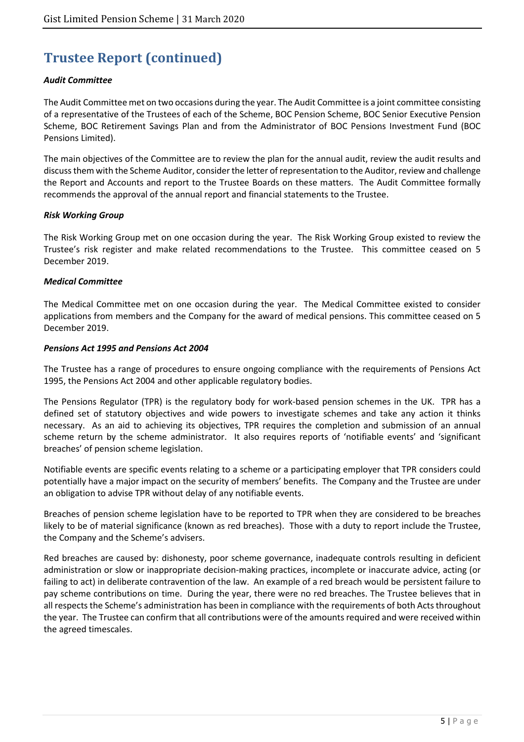# Trustee Report (continued)

***Audit Committee***

The Audit Committee met on two occasions during the year. The Audit Committee is a joint committee consisting of a representative of the Trustees of each of the Scheme, BOC Pension Scheme, BOC Senior Executive Pension Scheme, BOC Retirement Savings Plan and from the Administrator of BOC Pensions Investment Fund (BOC Pensions Limited).

The main objectives of the Committee are to review the plan for the annual audit, review the audit results and discuss them with the Scheme Auditor, consider the letter of representation to the Auditor, review and challenge the Report and Accounts and report to the Trustee Boards on these matters. The Audit Committee formally recommends the approval of the annual report and financial statements to the Trustee.

***Risk Working Group***

The Risk Working Group met on one occasion during the year. The Risk Working Group existed to review the Trustee's risk register and make related recommendations to the Trustee. This committee ceased on 5 December 2019.

***Medical Committee***

The Medical Committee met on one occasion during the year. The Medical Committee existed to consider applications from members and the Company for the award of medical pensions. This committee ceased on 5 December 2019.

***Pensions Act 1995 and Pensions Act 2004***

The Trustee has a range of procedures to ensure ongoing compliance with the requirements of Pensions Act 1995, the Pensions Act 2004 and other applicable regulatory bodies.

The Pensions Regulator (TPR) is the regulatory body for work-based pension schemes in the UK. TPR has a defined set of statutory objectives and wide powers to investigate schemes and take any action it thinks necessary. As an aid to achieving its objectives, TPR requires the completion and submission of an annual scheme return by the scheme administrator. It also requires reports of 'notifiable events' and 'significant breaches' of pension scheme legislation.

Notifiable events are specific events relating to a scheme or a participating employer that TPR considers could potentially have a major impact on the security of members' benefits. The Company and the Trustee are under an obligation to advise TPR without delay of any notifiable events.

Breaches of pension scheme legislation have to be reported to TPR when they are considered to be breaches likely to be of material significance (known as red breaches). Those with a duty to report include the Trustee, the Company and the Scheme's advisers.

Red breaches are caused by: dishonesty, poor scheme governance, inadequate controls resulting in deficient administration or slow or inappropriate decision-making practices, incomplete or inaccurate advice, acting (or failing to act) in deliberate contravention of the law. An example of a red breach would be persistent failure to pay scheme contributions on time. During the year, there were no red breaches. The Trustee believes that in all respects the Scheme's administration has been in compliance with the requirements of both Acts throughout the year. The Trustee can confirm that all contributions were of the amounts required and were received within the agreed timescales.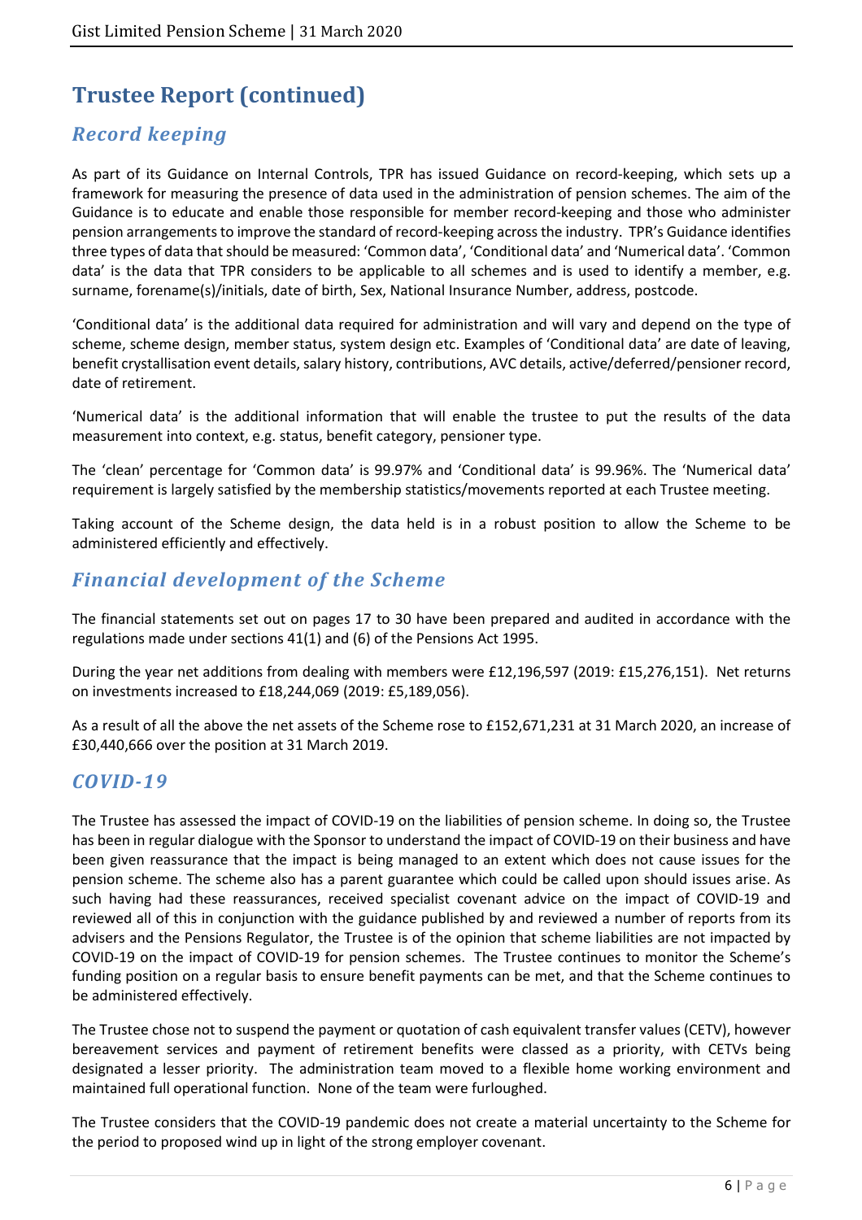# Trustee Report (continued)

## *Record keeping*

As part of its Guidance on Internal Controls, TPR has issued Guidance on record-keeping, which sets up a framework for measuring the presence of data used in the administration of pension schemes. The aim of the Guidance is to educate and enable those responsible for member record-keeping and those who administer pension arrangements to improve the standard of record-keeping across the industry. TPR's Guidance identifies three types of data that should be measured: 'Common data', 'Conditional data' and 'Numerical data'. 'Common data' is the data that TPR considers to be applicable to all schemes and is used to identify a member, e.g. surname, forename(s)/initials, date of birth, Sex, National Insurance Number, address, postcode.

'Conditional data' is the additional data required for administration and will vary and depend on the type of scheme, scheme design, member status, system design etc. Examples of 'Conditional data' are date of leaving, benefit crystallisation event details, salary history, contributions, AVC details, active/deferred/pensioner record, date of retirement.

'Numerical data' is the additional information that will enable the trustee to put the results of the data measurement into context, e.g. status, benefit category, pensioner type.

The 'clean' percentage for 'Common data' is 99.97% and 'Conditional data' is 99.96%. The 'Numerical data' requirement is largely satisfied by the membership statistics/movements reported at each Trustee meeting.

Taking account of the Scheme design, the data held is in a robust position to allow the Scheme to be administered efficiently and effectively.

## *Financial development of the Scheme*

The financial statements set out on pages 17 to 30 have been prepared and audited in accordance with the regulations made under sections 41(1) and (6) of the Pensions Act 1995.

During the year net additions from dealing with members were £12,196,597 (2019: £15,276,151). Net returns on investments increased to £18,244,069 (2019: £5,189,056).

As a result of all the above the net assets of the Scheme rose to £152,671,231 at 31 March 2020, an increase of £30,440,666 over the position at 31 March 2019.

## *COVID-19*

The Trustee has assessed the impact of COVID-19 on the liabilities of pension scheme. In doing so, the Trustee has been in regular dialogue with the Sponsor to understand the impact of COVID-19 on their business and have been given reassurance that the impact is being managed to an extent which does not cause issues for the pension scheme. The scheme also has a parent guarantee which could be called upon should issues arise. As such having had these reassurances, received specialist covenant advice on the impact of COVID-19 and reviewed all of this in conjunction with the guidance published by and reviewed a number of reports from its advisers and the Pensions Regulator, the Trustee is of the opinion that scheme liabilities are not impacted by COVID-19 on the impact of COVID-19 for pension schemes. The Trustee continues to monitor the Scheme's funding position on a regular basis to ensure benefit payments can be met, and that the Scheme continues to be administered effectively.

The Trustee chose not to suspend the payment or quotation of cash equivalent transfer values (CETV), however bereavement services and payment of retirement benefits were classed as a priority, with CETVs being designated a lesser priority. The administration team moved to a flexible home working environment and maintained full operational function. None of the team were furloughed.

The Trustee considers that the COVID-19 pandemic does not create a material uncertainty to the Scheme for the period to proposed wind up in light of the strong employer covenant.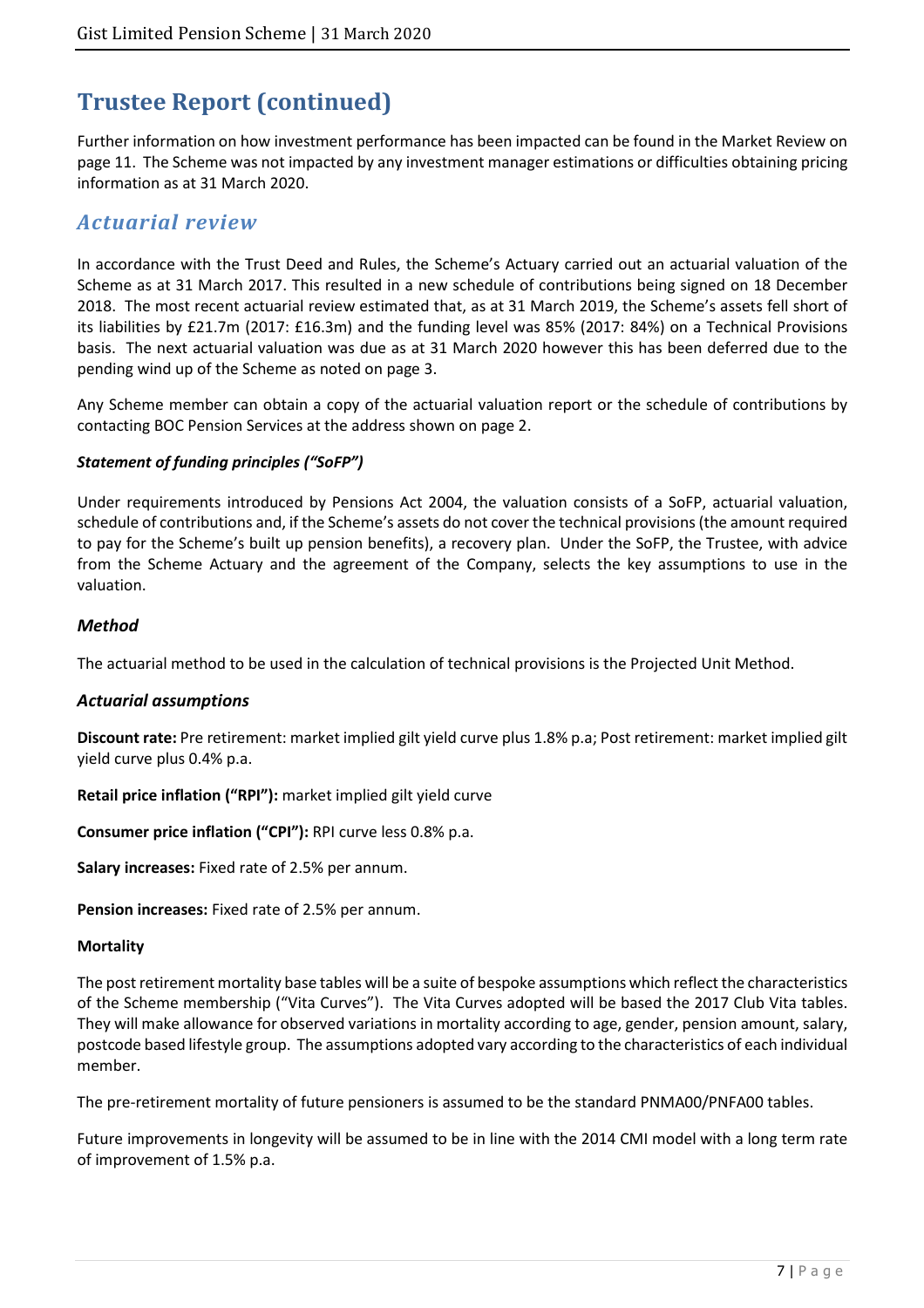# Trustee Report (continued)

Further information on how investment performance has been impacted can be found in the Market Review on page 11. The Scheme was not impacted by any investment manager estimations or difficulties obtaining pricing information as at 31 March 2020.

## *Actuarial review*

In accordance with the Trust Deed and Rules, the Scheme's Actuary carried out an actuarial valuation of the Scheme as at 31 March 2017. This resulted in a new schedule of contributions being signed on 18 December 2018. The most recent actuarial review estimated that, as at 31 March 2019, the Scheme's assets fell short of its liabilities by £21.7m (2017: £16.3m) and the funding level was 85% (2017: 84%) on a Technical Provisions basis. The next actuarial valuation was due as at 31 March 2020 however this has been deferred due to the pending wind up of the Scheme as noted on page 3.

Any Scheme member can obtain a copy of the actuarial valuation report or the schedule of contributions by contacting BOC Pension Services at the address shown on page 2.

***Statement of funding principles ("SoFP")***

Under requirements introduced by Pensions Act 2004, the valuation consists of a SoFP, actuarial valuation, schedule of contributions and, if the Scheme's assets do not cover the technical provisions (the amount required to pay for the Scheme's built up pension benefits), a recovery plan. Under the SoFP, the Trustee, with advice from the Scheme Actuary and the agreement of the Company, selects the key assumptions to use in the valuation.

### *Method*

The actuarial method to be used in the calculation of technical provisions is the Projected Unit Method.

### *Actuarial assumptions*

**Discount rate:** Pre retirement: market implied gilt yield curve plus 1.8% p.a; Post retirement: market implied gilt yield curve plus 0.4% p.a.

**Retail price inflation ("RPI"):** market implied gilt yield curve

**Consumer price inflation ("CPI"):** RPI curve less 0.8% p.a.

**Salary increases:** Fixed rate of 2.5% per annum.

**Pension increases:** Fixed rate of 2.5% per annum.

**Mortality**

The post retirement mortality base tables will be a suite of bespoke assumptions which reflect the characteristics of the Scheme membership ("Vita Curves"). The Vita Curves adopted will be based the 2017 Club Vita tables. They will make allowance for observed variations in mortality according to age, gender, pension amount, salary, postcode based lifestyle group. The assumptions adopted vary according to the characteristics of each individual member.

The pre-retirement mortality of future pensioners is assumed to be the standard PNMA00/PNFA00 tables.

Future improvements in longevity will be assumed to be in line with the 2014 CMI model with a long term rate of improvement of 1.5% p.a.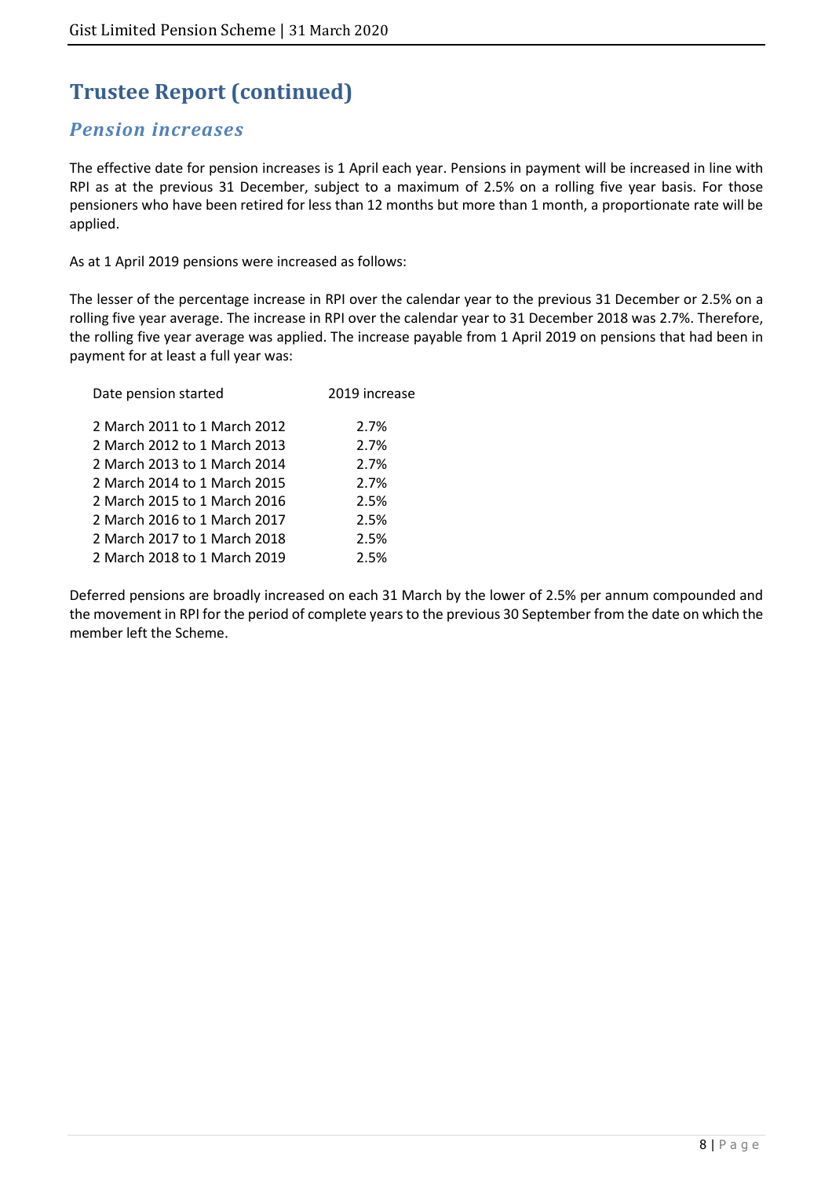# Trustee Report (continued)

## *Pension increases*

The effective date for pension increases is 1 April each year. Pensions in payment will be increased in line with RPI as at the previous 31 December, subject to a maximum of 2.5% on a rolling five year basis. For those pensioners who have been retired for less than 12 months but more than 1 month, a proportionate rate will be applied.

As at 1 April 2019 pensions were increased as follows:

The lesser of the percentage increase in RPI over the calendar year to the previous 31 December or 2.5% on a rolling five year average. The increase in RPI over the calendar year to 31 December 2018 was 2.7%. Therefore, the rolling five year average was applied. The increase payable from 1 April 2019 on pensions that had been in payment for at least a full year was:

| Date pension started | 2019 increase |
|---|---|
| 2 March 2011 to 1 March 2012 | 2.7% |
| 2 March 2012 to 1 March 2013 | 2.7% |
| 2 March 2013 to 1 March 2014 | 2.7% |
| 2 March 2014 to 1 March 2015 | 2.7% |
| 2 March 2015 to 1 March 2016 | 2.5% |
| 2 March 2016 to 1 March 2017 | 2.5% |
| 2 March 2017 to 1 March 2018 | 2.5% |
| 2 March 2018 to 1 March 2019 | 2.5% |

Deferred pensions are broadly increased on each 31 March by the lower of 2.5% per annum compounded and the movement in RPI for the period of complete years to the previous 30 September from the date on which the member left the Scheme.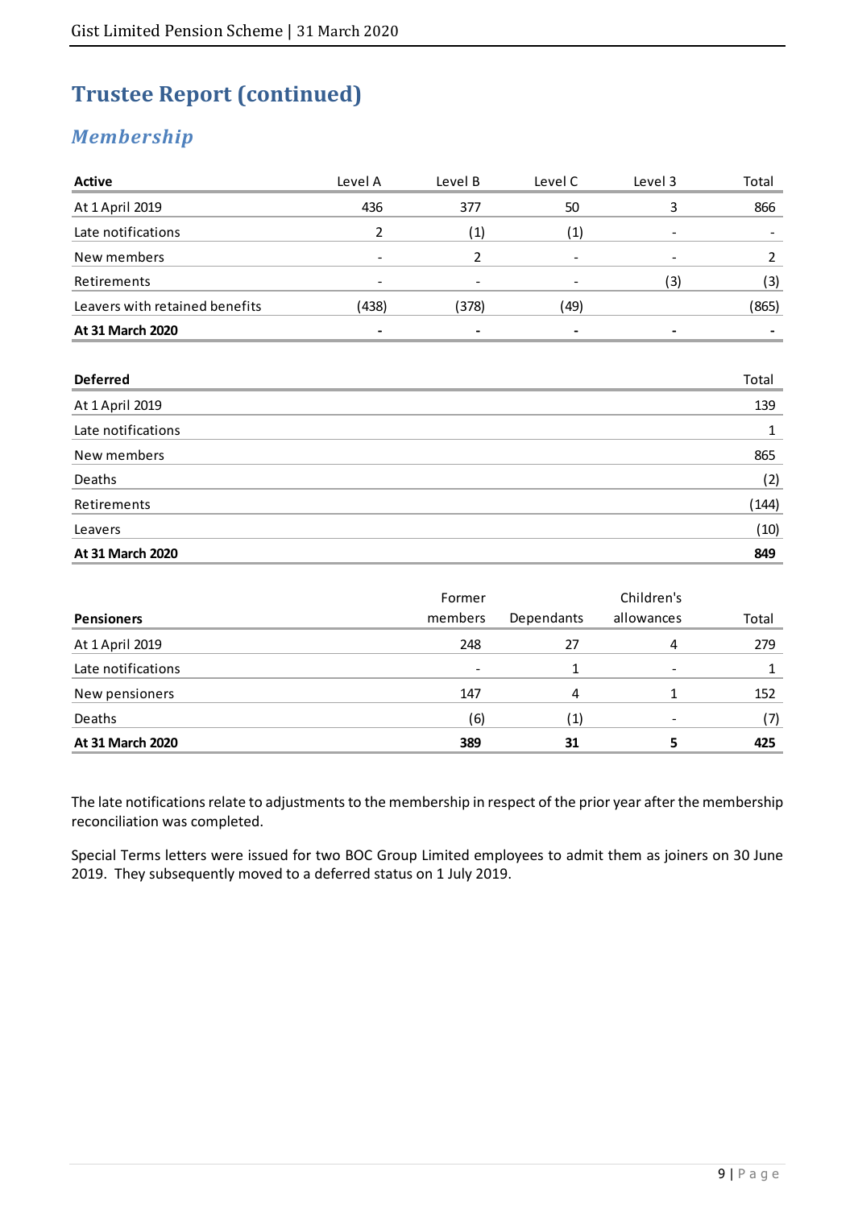# Trustee Report (continued)

## *Membership*

| Active | Level A | Level B | Level C | Level 3 | Total |
|---|---|---|---|---|---|
| At 1 April 2019 | 436 | 377 | 50 | 3 | 866 |
| Late notifications | 2 | (1) | (1) | - | - |
| New members | - | 2 | - | - | 2 |
| Retirements | - | - | - | (3) | (3) |
| Leavers with retained benefits | (438) | (378) | (49) | | (865) |
| **At 31 March 2020** | **-** | **-** | **-** | **-** | **-** |

| Deferred | Total |
|---|---|
| At 1 April 2019 | 139 |
| Late notifications | 1 |
| New members | 865 |
| Deaths | (2) |
| Retirements | (144) |
| Leavers | (10) |
| **At 31 March 2020** | **849** |

| Pensioners | Former members | Dependants | Children's allowances | Total |
|---|---|---|---|---|
| At 1 April 2019 | 248 | 27 | 4 | 279 |
| Late notifications | - | 1 | - | 1 |
| New pensioners | 147 | 4 | 1 | 152 |
| Deaths | (6) | (1) | - | (7) |
| **At 31 March 2020** | **389** | **31** | **5** | **425** |

The late notifications relate to adjustments to the membership in respect of the prior year after the membership reconciliation was completed.

Special Terms letters were issued for two BOC Group Limited employees to admit them as joiners on 30 June 2019. They subsequently moved to a deferred status on 1 July 2019.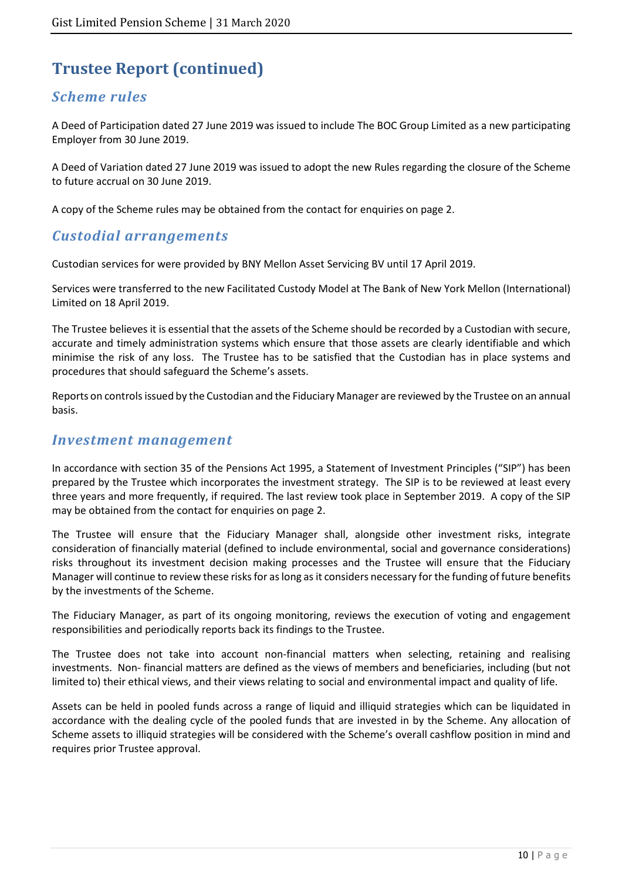# Trustee Report (continued)

## *Scheme rules*

A Deed of Participation dated 27 June 2019 was issued to include The BOC Group Limited as a new participating Employer from 30 June 2019.

A Deed of Variation dated 27 June 2019 was issued to adopt the new Rules regarding the closure of the Scheme to future accrual on 30 June 2019.

A copy of the Scheme rules may be obtained from the contact for enquiries on page 2.

## *Custodial arrangements*

Custodian services for were provided by BNY Mellon Asset Servicing BV until 17 April 2019.

Services were transferred to the new Facilitated Custody Model at The Bank of New York Mellon (International) Limited on 18 April 2019.

The Trustee believes it is essential that the assets of the Scheme should be recorded by a Custodian with secure, accurate and timely administration systems which ensure that those assets are clearly identifiable and which minimise the risk of any loss. The Trustee has to be satisfied that the Custodian has in place systems and procedures that should safeguard the Scheme's assets.

Reports on controls issued by the Custodian and the Fiduciary Manager are reviewed by the Trustee on an annual basis.

## *Investment management*

In accordance with section 35 of the Pensions Act 1995, a Statement of Investment Principles ("SIP") has been prepared by the Trustee which incorporates the investment strategy. The SIP is to be reviewed at least every three years and more frequently, if required. The last review took place in September 2019. A copy of the SIP may be obtained from the contact for enquiries on page 2.

The Trustee will ensure that the Fiduciary Manager shall, alongside other investment risks, integrate consideration of financially material (defined to include environmental, social and governance considerations) risks throughout its investment decision making processes and the Trustee will ensure that the Fiduciary Manager will continue to review these risks for as long as it considers necessary for the funding of future benefits by the investments of the Scheme.

The Fiduciary Manager, as part of its ongoing monitoring, reviews the execution of voting and engagement responsibilities and periodically reports back its findings to the Trustee.

The Trustee does not take into account non-financial matters when selecting, retaining and realising investments. Non- financial matters are defined as the views of members and beneficiaries, including (but not limited to) their ethical views, and their views relating to social and environmental impact and quality of life.

Assets can be held in pooled funds across a range of liquid and illiquid strategies which can be liquidated in accordance with the dealing cycle of the pooled funds that are invested in by the Scheme. Any allocation of Scheme assets to illiquid strategies will be considered with the Scheme's overall cashflow position in mind and requires prior Trustee approval.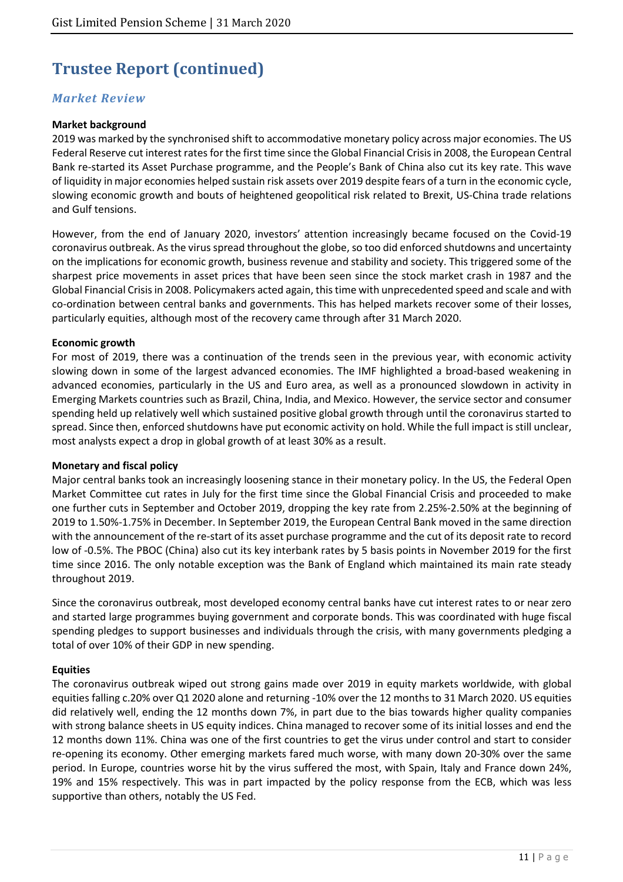# Trustee Report (continued)

## *Market Review*

**Market background**

2019 was marked by the synchronised shift to accommodative monetary policy across major economies. The US Federal Reserve cut interest rates for the first time since the Global Financial Crisis in 2008, the European Central Bank re-started its Asset Purchase programme, and the People's Bank of China also cut its key rate. This wave of liquidity in major economies helped sustain risk assets over 2019 despite fears of a turn in the economic cycle, slowing economic growth and bouts of heightened geopolitical risk related to Brexit, US-China trade relations and Gulf tensions.

However, from the end of January 2020, investors' attention increasingly became focused on the Covid-19 coronavirus outbreak. As the virus spread throughout the globe, so too did enforced shutdowns and uncertainty on the implications for economic growth, business revenue and stability and society. This triggered some of the sharpest price movements in asset prices that have been seen since the stock market crash in 1987 and the Global Financial Crisis in 2008. Policymakers acted again, this time with unprecedented speed and scale and with co-ordination between central banks and governments. This has helped markets recover some of their losses, particularly equities, although most of the recovery came through after 31 March 2020.

**Economic growth**

For most of 2019, there was a continuation of the trends seen in the previous year, with economic activity slowing down in some of the largest advanced economies. The IMF highlighted a broad-based weakening in advanced economies, particularly in the US and Euro area, as well as a pronounced slowdown in activity in Emerging Markets countries such as Brazil, China, India, and Mexico. However, the service sector and consumer spending held up relatively well which sustained positive global growth through until the coronavirus started to spread. Since then, enforced shutdowns have put economic activity on hold. While the full impact is still unclear, most analysts expect a drop in global growth of at least 30% as a result.

**Monetary and fiscal policy**

Major central banks took an increasingly loosening stance in their monetary policy. In the US, the Federal Open Market Committee cut rates in July for the first time since the Global Financial Crisis and proceeded to make one further cuts in September and October 2019, dropping the key rate from 2.25%-2.50% at the beginning of 2019 to 1.50%-1.75% in December. In September 2019, the European Central Bank moved in the same direction with the announcement of the re-start of its asset purchase programme and the cut of its deposit rate to record low of -0.5%. The PBOC (China) also cut its key interbank rates by 5 basis points in November 2019 for the first time since 2016. The only notable exception was the Bank of England which maintained its main rate steady throughout 2019.

Since the coronavirus outbreak, most developed economy central banks have cut interest rates to or near zero and started large programmes buying government and corporate bonds. This was coordinated with huge fiscal spending pledges to support businesses and individuals through the crisis, with many governments pledging a total of over 10% of their GDP in new spending.

**Equities**

The coronavirus outbreak wiped out strong gains made over 2019 in equity markets worldwide, with global equities falling c.20% over Q1 2020 alone and returning -10% over the 12 months to 31 March 2020. US equities did relatively well, ending the 12 months down 7%, in part due to the bias towards higher quality companies with strong balance sheets in US equity indices. China managed to recover some of its initial losses and end the 12 months down 11%. China was one of the first countries to get the virus under control and start to consider re-opening its economy. Other emerging markets fared much worse, with many down 20-30% over the same period. In Europe, countries worse hit by the virus suffered the most, with Spain, Italy and France down 24%, 19% and 15% respectively. This was in part impacted by the policy response from the ECB, which was less supportive than others, notably the US Fed.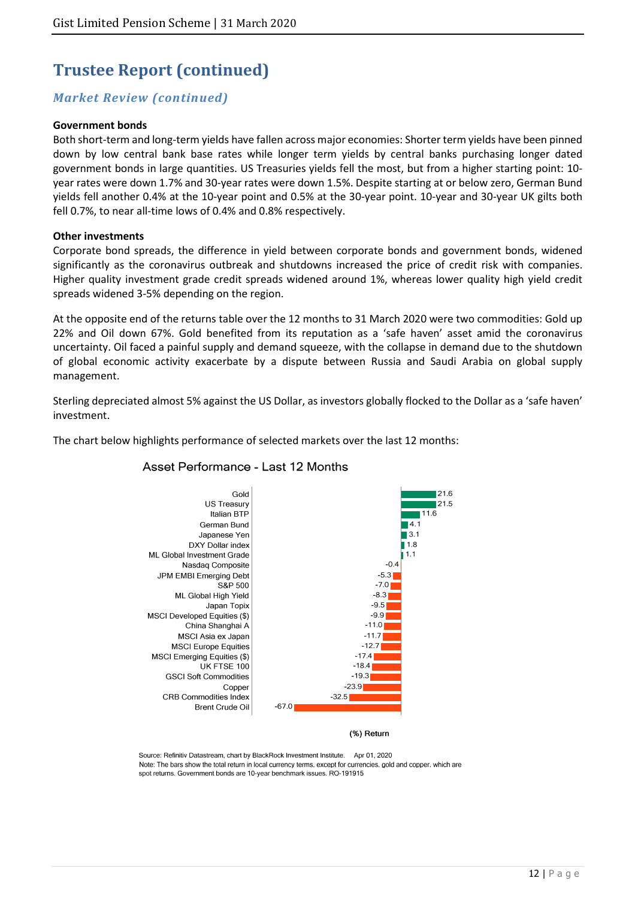# Trustee Report (continued)

## *Market Review (continued)*

**Government bonds**

Both short-term and long-term yields have fallen across major economies: Shorter term yields have been pinned down by low central bank base rates while longer term yields by central banks purchasing longer dated government bonds in large quantities. US Treasuries yields fell the most, but from a higher starting point: 10-year rates were down 1.7% and 30-year rates were down 1.5%. Despite starting at or below zero, German Bund yields fell another 0.4% at the 10-year point and 0.5% at the 30-year point. 10-year and 30-year UK gilts both fell 0.7%, to near all-time lows of 0.4% and 0.8% respectively.

**Other investments**

Corporate bond spreads, the difference in yield between corporate bonds and government bonds, widened significantly as the coronavirus outbreak and shutdowns increased the price of credit risk with companies. Higher quality investment grade credit spreads widened around 1%, whereas lower quality high yield credit spreads widened 3-5% depending on the region.

At the opposite end of the returns table over the 12 months to 31 March 2020 were two commodities: Gold up 22% and Oil down 67%. Gold benefited from its reputation as a 'safe haven' asset amid the coronavirus uncertainty. Oil faced a painful supply and demand squeeze, with the collapse in demand due to the shutdown of global economic activity exacerbate by a dispute between Russia and Saudi Arabia on global supply management.

Sterling depreciated almost 5% against the US Dollar, as investors globally flocked to the Dollar as a 'safe haven' investment.

The chart below highlights performance of selected markets over the last 12 months:

**Asset Performance - Last 12 Months**

| Asset | (%) Return |
|---|---|
| Gold | 21.6 |
| US Treasury | 21.5 |
| Italian BTP | 11.6 |
| German Bund | 4.1 |
| Japanese Yen | 3.1 |
| DXY Dollar index | 1.8 |
| ML Global Investment Grade | 1.1 |
| Nasdaq Composite | -0.4 |
| JPM EMBI Emerging Debt | -5.3 |
| S&P 500 | -7.0 |
| ML Global High Yield | -8.3 |
| Japan Topix | -9.5 |
| MSCI Developed Equities ($) | -9.9 |
| China Shanghai A | -11.0 |
| MSCI Asia ex Japan | -11.7 |
| MSCI Europe Equities | -12.7 |
| MSCI Emerging Equities ($) | -17.4 |
| UK FTSE 100 | -18.4 |
| GSCI Soft Commodities | -19.3 |
| Copper | -23.9 |
| CRB Commodities Index | -32.5 |
| Brent Crude Oil | -67.0 |

Source: Refinitiv Datastream, chart by BlackRock Investment Institute. Apr 01, 2020
Note: The bars show the total return in local currency terms, except for currencies, gold and copper, which are spot returns. Government bonds are 10-year benchmark issues. RO-191915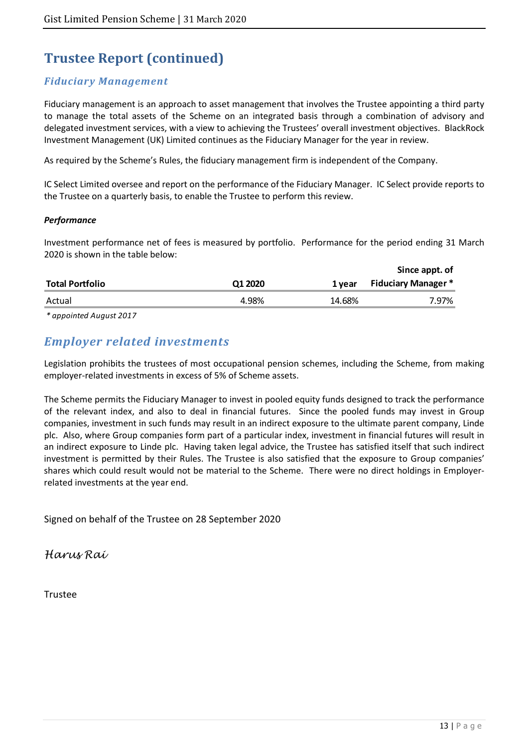# Trustee Report (continued)

## *Fiduciary Management*

Fiduciary management is an approach to asset management that involves the Trustee appointing a third party to manage the total assets of the Scheme on an integrated basis through a combination of advisory and delegated investment services, with a view to achieving the Trustees' overall investment objectives. BlackRock Investment Management (UK) Limited continues as the Fiduciary Manager for the year in review.

As required by the Scheme's Rules, the fiduciary management firm is independent of the Company.

IC Select Limited oversee and report on the performance of the Fiduciary Manager. IC Select provide reports to the Trustee on a quarterly basis, to enable the Trustee to perform this review.

***Performance***

Investment performance net of fees is measured by portfolio. Performance for the period ending 31 March 2020 is shown in the table below:

| Total Portfolio | Q1 2020 | 1 year | Since appt. of Fiduciary Manager * |
|---|---|---|---|
| Actual | 4.98% | 14.68% | 7.97% |

*\* appointed August 2017*

## *Employer related investments*

Legislation prohibits the trustees of most occupational pension schemes, including the Scheme, from making employer-related investments in excess of 5% of Scheme assets.

The Scheme permits the Fiduciary Manager to invest in pooled equity funds designed to track the performance of the relevant index, and also to deal in financial futures. Since the pooled funds may invest in Group companies, investment in such funds may result in an indirect exposure to the ultimate parent company, Linde plc. Also, where Group companies form part of a particular index, investment in financial futures will result in an indirect exposure to Linde plc. Having taken legal advice, the Trustee has satisfied itself that such indirect investment is permitted by their Rules. The Trustee is also satisfied that the exposure to Group companies' shares which could result would not be material to the Scheme. There were no direct holdings in Employer-related investments at the year end.

Signed on behalf of the Trustee on 28 September 2020

*Harus Rai*

Trustee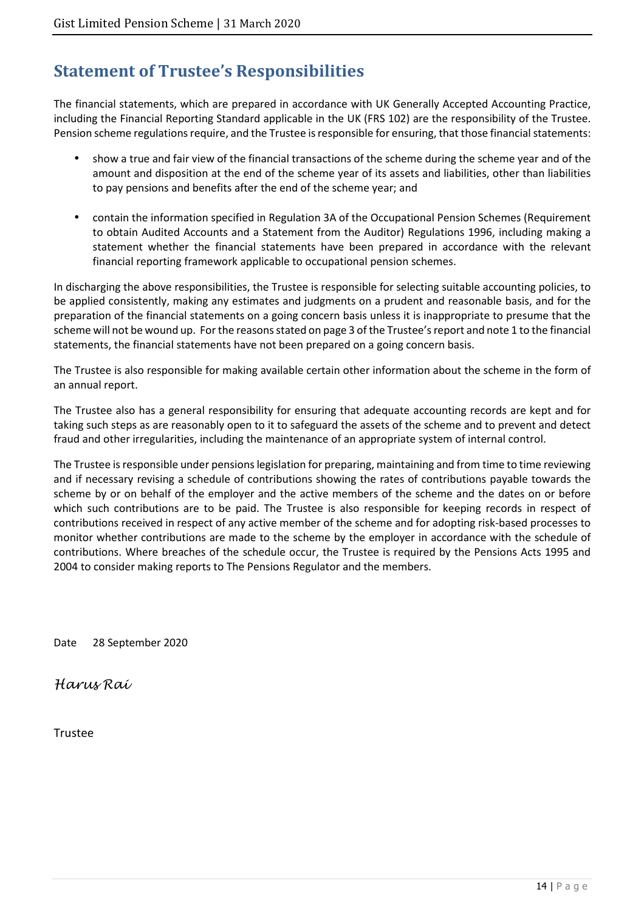# Statement of Trustee's Responsibilities

The financial statements, which are prepared in accordance with UK Generally Accepted Accounting Practice, including the Financial Reporting Standard applicable in the UK (FRS 102) are the responsibility of the Trustee. Pension scheme regulations require, and the Trustee is responsible for ensuring, that those financial statements:

- show a true and fair view of the financial transactions of the scheme during the scheme year and of the amount and disposition at the end of the scheme year of its assets and liabilities, other than liabilities to pay pensions and benefits after the end of the scheme year; and
- contain the information specified in Regulation 3A of the Occupational Pension Schemes (Requirement to obtain Audited Accounts and a Statement from the Auditor) Regulations 1996, including making a statement whether the financial statements have been prepared in accordance with the relevant financial reporting framework applicable to occupational pension schemes.

In discharging the above responsibilities, the Trustee is responsible for selecting suitable accounting policies, to be applied consistently, making any estimates and judgments on a prudent and reasonable basis, and for the preparation of the financial statements on a going concern basis unless it is inappropriate to presume that the scheme will not be wound up. For the reasons stated on page 3 of the Trustee's report and note 1 to the financial statements, the financial statements have not been prepared on a going concern basis.

The Trustee is also responsible for making available certain other information about the scheme in the form of an annual report.

The Trustee also has a general responsibility for ensuring that adequate accounting records are kept and for taking such steps as are reasonably open to it to safeguard the assets of the scheme and to prevent and detect fraud and other irregularities, including the maintenance of an appropriate system of internal control.

The Trustee is responsible under pensions legislation for preparing, maintaining and from time to time reviewing and if necessary revising a schedule of contributions showing the rates of contributions payable towards the scheme by or on behalf of the employer and the active members of the scheme and the dates on or before which such contributions are to be paid. The Trustee is also responsible for keeping records in respect of contributions received in respect of any active member of the scheme and for adopting risk-based processes to monitor whether contributions are made to the scheme by the employer in accordance with the schedule of contributions. Where breaches of the schedule occur, the Trustee is required by the Pensions Acts 1995 and 2004 to consider making reports to The Pensions Regulator and the members.

Date 28 September 2020

*Harus Rai*

Trustee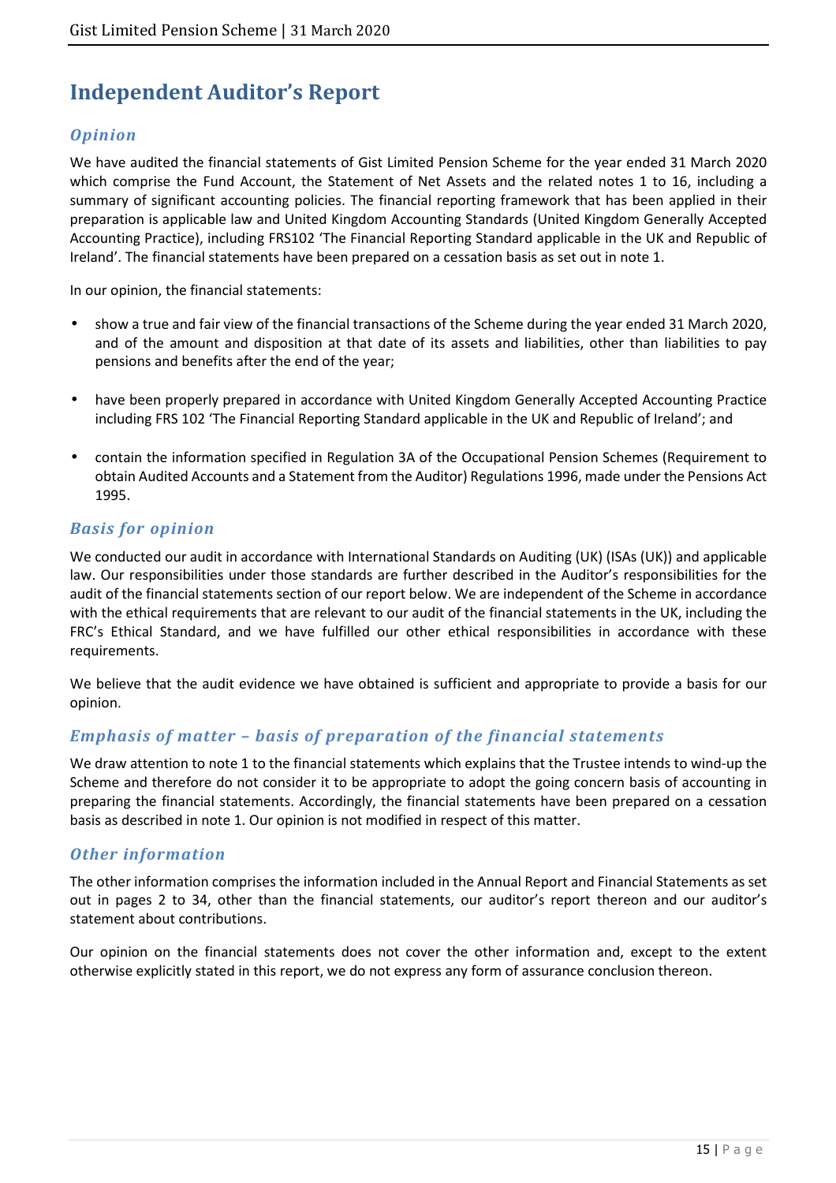# Independent Auditor's Report

## *Opinion*

We have audited the financial statements of Gist Limited Pension Scheme for the year ended 31 March 2020 which comprise the Fund Account, the Statement of Net Assets and the related notes 1 to 16, including a summary of significant accounting policies. The financial reporting framework that has been applied in their preparation is applicable law and United Kingdom Accounting Standards (United Kingdom Generally Accepted Accounting Practice), including FRS102 'The Financial Reporting Standard applicable in the UK and Republic of Ireland'. The financial statements have been prepared on a cessation basis as set out in note 1.

In our opinion, the financial statements:

- show a true and fair view of the financial transactions of the Scheme during the year ended 31 March 2020, and of the amount and disposition at that date of its assets and liabilities, other than liabilities to pay pensions and benefits after the end of the year;
- have been properly prepared in accordance with United Kingdom Generally Accepted Accounting Practice including FRS 102 'The Financial Reporting Standard applicable in the UK and Republic of Ireland'; and
- contain the information specified in Regulation 3A of the Occupational Pension Schemes (Requirement to obtain Audited Accounts and a Statement from the Auditor) Regulations 1996, made under the Pensions Act 1995.

## *Basis for opinion*

We conducted our audit in accordance with International Standards on Auditing (UK) (ISAs (UK)) and applicable law. Our responsibilities under those standards are further described in the Auditor's responsibilities for the audit of the financial statements section of our report below. We are independent of the Scheme in accordance with the ethical requirements that are relevant to our audit of the financial statements in the UK, including the FRC's Ethical Standard, and we have fulfilled our other ethical responsibilities in accordance with these requirements.

We believe that the audit evidence we have obtained is sufficient and appropriate to provide a basis for our opinion.

## *Emphasis of matter – basis of preparation of the financial statements*

We draw attention to note 1 to the financial statements which explains that the Trustee intends to wind-up the Scheme and therefore do not consider it to be appropriate to adopt the going concern basis of accounting in preparing the financial statements. Accordingly, the financial statements have been prepared on a cessation basis as described in note 1. Our opinion is not modified in respect of this matter.

## *Other information*

The other information comprises the information included in the Annual Report and Financial Statements as set out in pages 2 to 34, other than the financial statements, our auditor's report thereon and our auditor's statement about contributions.

Our opinion on the financial statements does not cover the other information and, except to the extent otherwise explicitly stated in this report, we do not express any form of assurance conclusion thereon.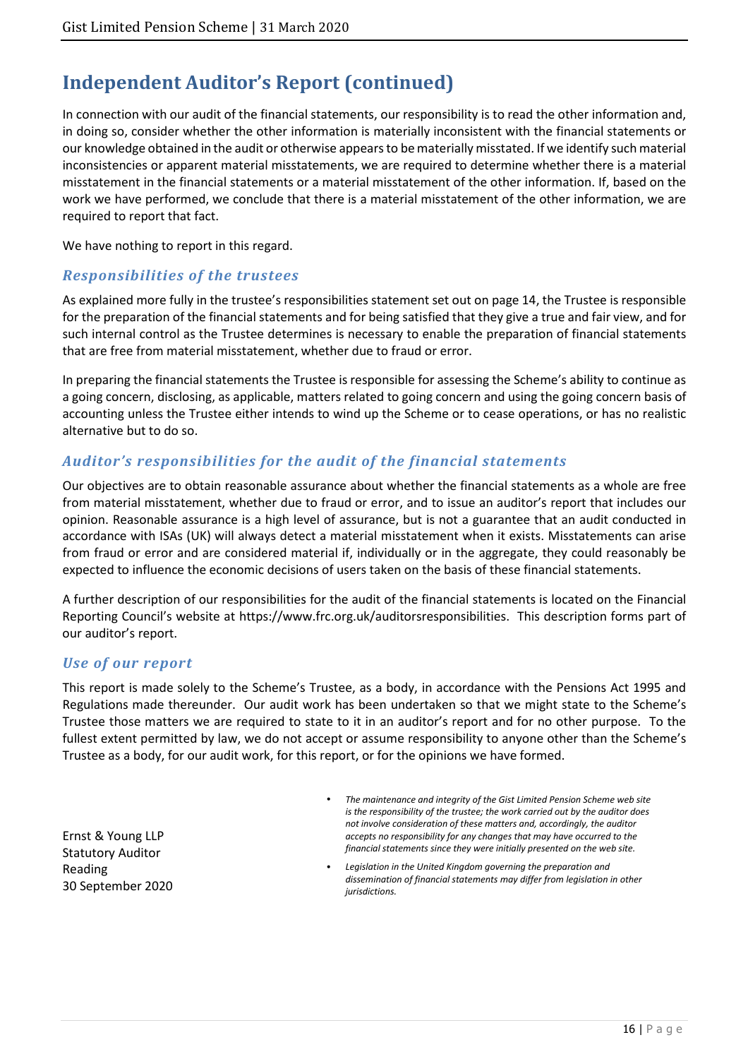# Independent Auditor's Report (continued)

In connection with our audit of the financial statements, our responsibility is to read the other information and, in doing so, consider whether the other information is materially inconsistent with the financial statements or our knowledge obtained in the audit or otherwise appears to be materially misstated. If we identify such material inconsistencies or apparent material misstatements, we are required to determine whether there is a material misstatement in the financial statements or a material misstatement of the other information. If, based on the work we have performed, we conclude that there is a material misstatement of the other information, we are required to report that fact.

We have nothing to report in this regard.

### *Responsibilities of the trustees*

As explained more fully in the trustee's responsibilities statement set out on page 14, the Trustee is responsible for the preparation of the financial statements and for being satisfied that they give a true and fair view, and for such internal control as the Trustee determines is necessary to enable the preparation of financial statements that are free from material misstatement, whether due to fraud or error.

In preparing the financial statements the Trustee is responsible for assessing the Scheme's ability to continue as a going concern, disclosing, as applicable, matters related to going concern and using the going concern basis of accounting unless the Trustee either intends to wind up the Scheme or to cease operations, or has no realistic alternative but to do so.

### *Auditor's responsibilities for the audit of the financial statements*

Our objectives are to obtain reasonable assurance about whether the financial statements as a whole are free from material misstatement, whether due to fraud or error, and to issue an auditor's report that includes our opinion. Reasonable assurance is a high level of assurance, but is not a guarantee that an audit conducted in accordance with ISAs (UK) will always detect a material misstatement when it exists. Misstatements can arise from fraud or error and are considered material if, individually or in the aggregate, they could reasonably be expected to influence the economic decisions of users taken on the basis of these financial statements.

A further description of our responsibilities for the audit of the financial statements is located on the Financial Reporting Council's website at https://www.frc.org.uk/auditorsresponsibilities. This description forms part of our auditor's report.

### *Use of our report*

This report is made solely to the Scheme's Trustee, as a body, in accordance with the Pensions Act 1995 and Regulations made thereunder. Our audit work has been undertaken so that we might state to the Scheme's Trustee those matters we are required to state to it in an auditor's report and for no other purpose. To the fullest extent permitted by law, we do not accept or assume responsibility to anyone other than the Scheme's Trustee as a body, for our audit work, for this report, or for the opinions we have formed.

Ernst & Young LLP
Statutory Auditor
Reading
30 September 2020

- *The maintenance and integrity of the Gist Limited Pension Scheme web site is the responsibility of the trustee; the work carried out by the auditor does not involve consideration of these matters and, accordingly, the auditor accepts no responsibility for any changes that may have occurred to the financial statements since they were initially presented on the web site.*
- *Legislation in the United Kingdom governing the preparation and dissemination of financial statements may differ from legislation in other jurisdictions.*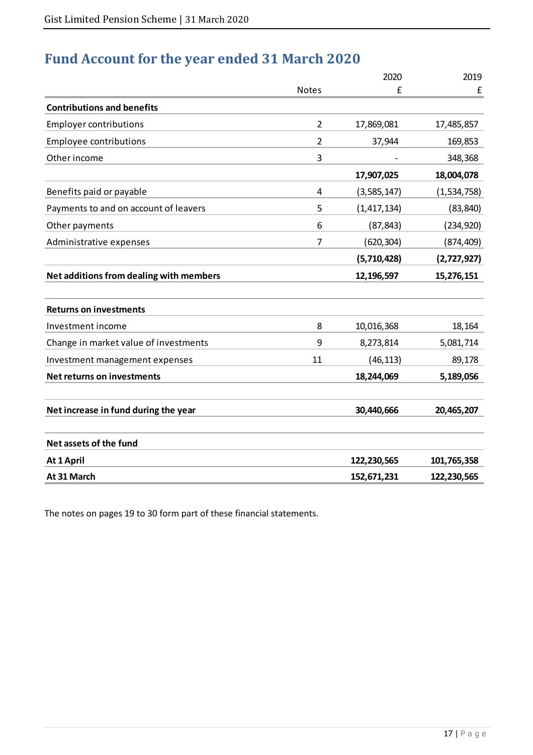# Fund Account for the year ended 31 March 2020

| | Notes | 2020 £ | 2019 £ |
|---|---|---|---|
| **Contributions and benefits** | | | |
| Employer contributions | 2 | 17,869,081 | 17,485,857 |
| Employee contributions | 2 | 37,944 | 169,853 |
| Other income | 3 | - | 348,368 |
| | | **17,907,025** | **18,004,078** |
| Benefits paid or payable | 4 | (3,585,147) | (1,534,758) |
| Payments to and on account of leavers | 5 | (1,417,134) | (83,840) |
| Other payments | 6 | (87,843) | (234,920) |
| Administrative expenses | 7 | (620,304) | (874,409) |
| | | **(5,710,428)** | **(2,727,927)** |
| **Net additions from dealing with members** | | **12,196,597** | **15,276,151** |
| | | | |
| **Returns on investments** | | | |
| Investment income | 8 | 10,016,368 | 18,164 |
| Change in market value of investments | 9 | 8,273,814 | 5,081,714 |
| Investment management expenses | 11 | (46,113) | 89,178 |
| **Net returns on investments** | | **18,244,069** | **5,189,056** |
| | | | |
| **Net increase in fund during the year** | | **30,440,666** | **20,465,207** |
| | | | |
| **Net assets of the fund** | | | |
| **At 1 April** | | **122,230,565** | **101,765,358** |
| **At 31 March** | | **152,671,231** | **122,230,565** |

The notes on pages 19 to 30 form part of these financial statements.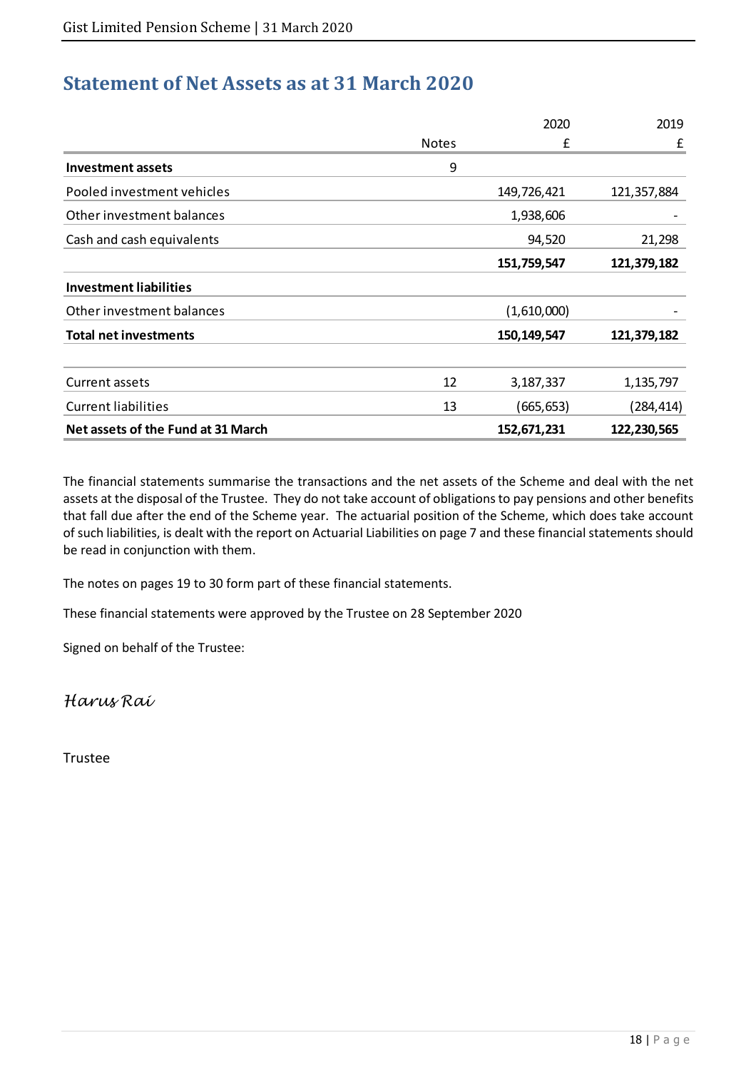## Statement of Net Assets as at 31 March 2020

| | Notes | 2020 £ | 2019 £ |
|---|---|---|---|
| **Investment assets** | 9 | | |
| Pooled investment vehicles | | 149,726,421 | 121,357,884 |
| Other investment balances | | 1,938,606 | - |
| Cash and cash equivalents | | 94,520 | 21,298 |
| | | **151,759,547** | **121,379,182** |
| **Investment liabilities** | | | |
| Other investment balances | | (1,610,000) | - |
| **Total net investments** | | **150,149,547** | **121,379,182** |
| | | | |
| Current assets | 12 | 3,187,337 | 1,135,797 |
| Current liabilities | 13 | (665,653) | (284,414) |
| **Net assets of the Fund at 31 March** | | **152,671,231** | **122,230,565** |

The financial statements summarise the transactions and the net assets of the Scheme and deal with the net assets at the disposal of the Trustee. They do not take account of obligations to pay pensions and other benefits that fall due after the end of the Scheme year. The actuarial position of the Scheme, which does take account of such liabilities, is dealt with the report on Actuarial Liabilities on page 7 and these financial statements should be read in conjunction with them.

The notes on pages 19 to 30 form part of these financial statements.

These financial statements were approved by the Trustee on 28 September 2020

Signed on behalf of the Trustee:

*Harus Rai*

Trustee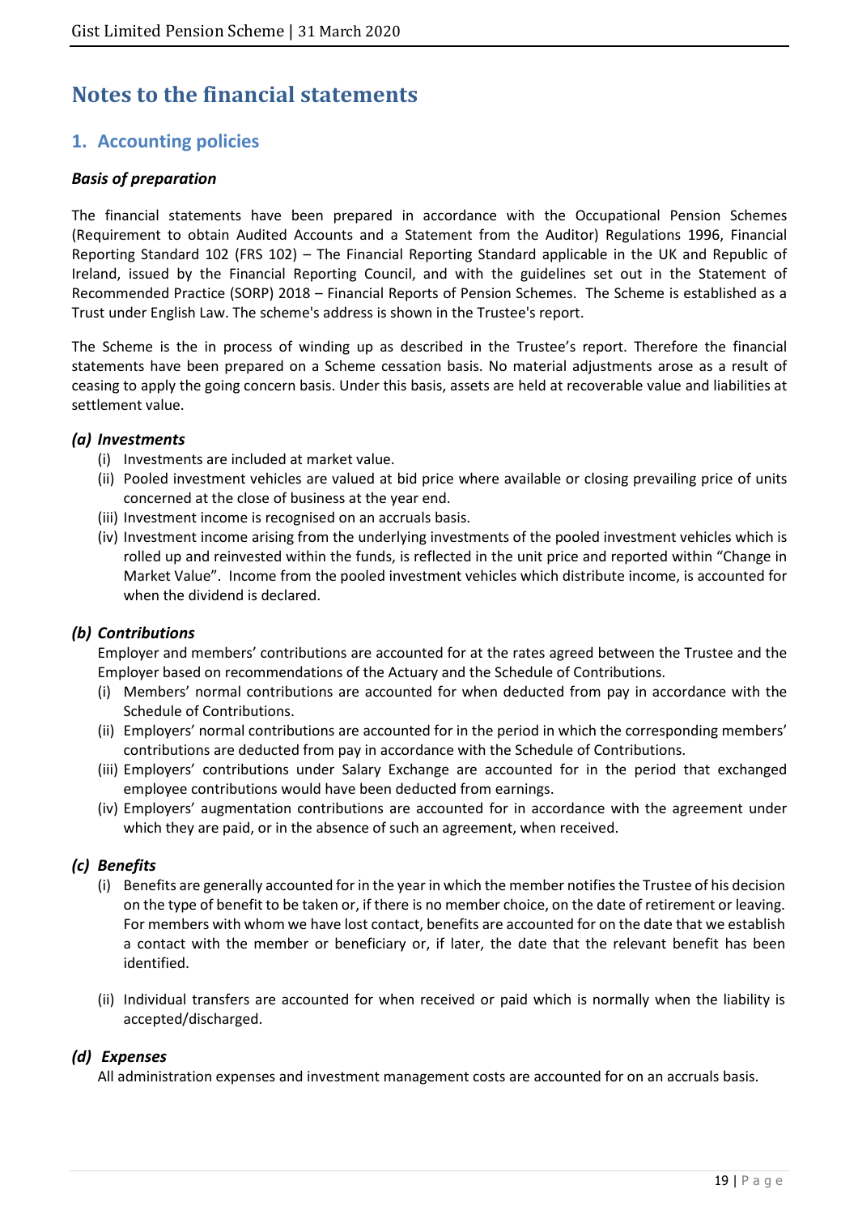# Notes to the financial statements

## 1. Accounting policies

### *Basis of preparation*

The financial statements have been prepared in accordance with the Occupational Pension Schemes (Requirement to obtain Audited Accounts and a Statement from the Auditor) Regulations 1996, Financial Reporting Standard 102 (FRS 102) – The Financial Reporting Standard applicable in the UK and Republic of Ireland, issued by the Financial Reporting Council, and with the guidelines set out in the Statement of Recommended Practice (SORP) 2018 – Financial Reports of Pension Schemes. The Scheme is established as a Trust under English Law. The scheme's address is shown in the Trustee's report.

The Scheme is the in process of winding up as described in the Trustee's report. Therefore the financial statements have been prepared on a Scheme cessation basis. No material adjustments arose as a result of ceasing to apply the going concern basis. Under this basis, assets are held at recoverable value and liabilities at settlement value.

### *(a) Investments*

- (i) Investments are included at market value.
- (ii) Pooled investment vehicles are valued at bid price where available or closing prevailing price of units concerned at the close of business at the year end.
- (iii) Investment income is recognised on an accruals basis.
- (iv) Investment income arising from the underlying investments of the pooled investment vehicles which is rolled up and reinvested within the funds, is reflected in the unit price and reported within "Change in Market Value". Income from the pooled investment vehicles which distribute income, is accounted for when the dividend is declared.

### *(b) Contributions*

Employer and members' contributions are accounted for at the rates agreed between the Trustee and the Employer based on recommendations of the Actuary and the Schedule of Contributions.

- (i) Members' normal contributions are accounted for when deducted from pay in accordance with the Schedule of Contributions.
- (ii) Employers' normal contributions are accounted for in the period in which the corresponding members' contributions are deducted from pay in accordance with the Schedule of Contributions.
- (iii) Employers' contributions under Salary Exchange are accounted for in the period that exchanged employee contributions would have been deducted from earnings.
- (iv) Employers' augmentation contributions are accounted for in accordance with the agreement under which they are paid, or in the absence of such an agreement, when received.

### *(c) Benefits*

- (i) Benefits are generally accounted for in the year in which the member notifies the Trustee of his decision on the type of benefit to be taken or, if there is no member choice, on the date of retirement or leaving. For members with whom we have lost contact, benefits are accounted for on the date that we establish a contact with the member or beneficiary or, if later, the date that the relevant benefit has been identified.

- (ii) Individual transfers are accounted for when received or paid which is normally when the liability is accepted/discharged.

### *(d) Expenses*

All administration expenses and investment management costs are accounted for on an accruals basis.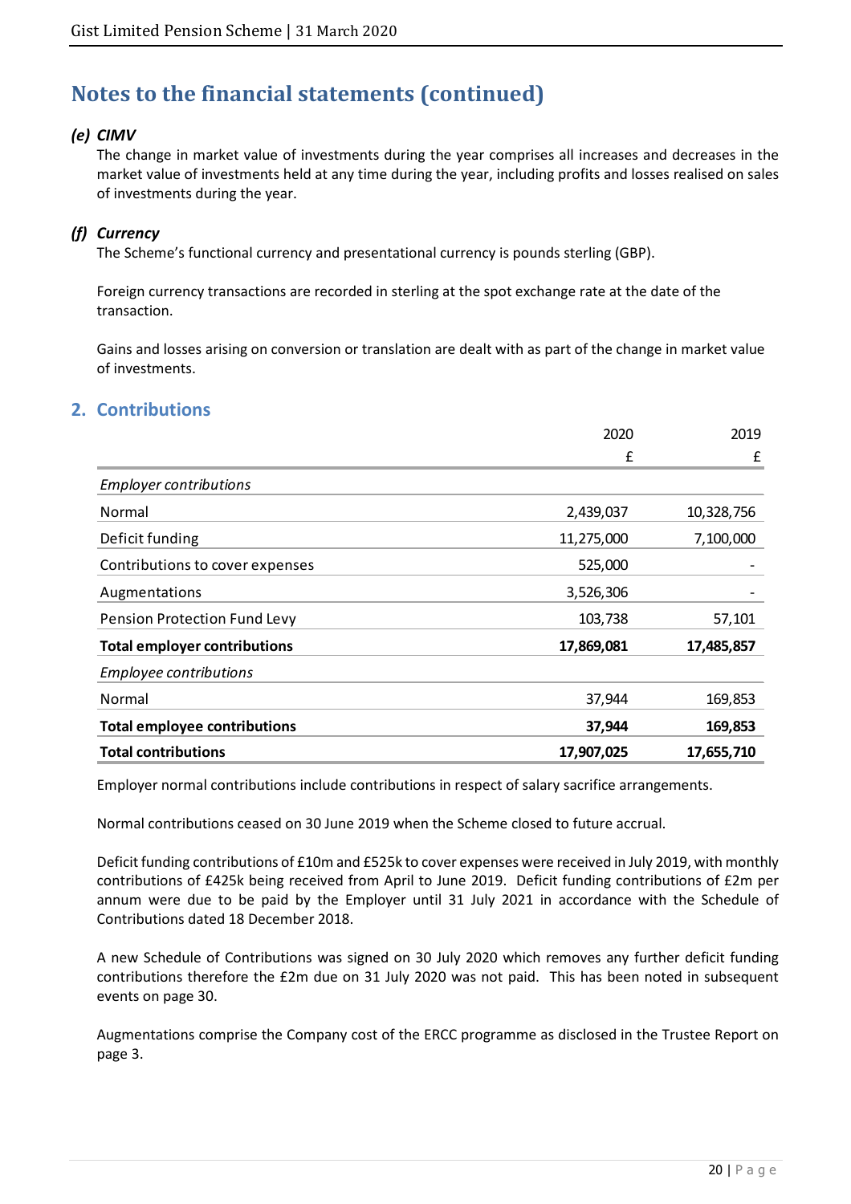# Notes to the financial statements (continued)

### *(e) CIMV*

The change in market value of investments during the year comprises all increases and decreases in the market value of investments held at any time during the year, including profits and losses realised on sales of investments during the year.

### *(f) Currency*

The Scheme's functional currency and presentational currency is pounds sterling (GBP).

Foreign currency transactions are recorded in sterling at the spot exchange rate at the date of the transaction.

Gains and losses arising on conversion or translation are dealt with as part of the change in market value of investments.

## 2. Contributions

| | 2020 | 2019 |
|---|---|---|
| | £ | £ |
| *Employer contributions* | | |
| Normal | 2,439,037 | 10,328,756 |
| Deficit funding | 11,275,000 | 7,100,000 |
| Contributions to cover expenses | 525,000 | - |
| Augmentations | 3,526,306 | - |
| Pension Protection Fund Levy | 103,738 | 57,101 |
| **Total employer contributions** | **17,869,081** | **17,485,857** |
| *Employee contributions* | | |
| Normal | 37,944 | 169,853 |
| **Total employee contributions** | **37,944** | **169,853** |
| **Total contributions** | **17,907,025** | **17,655,710** |

Employer normal contributions include contributions in respect of salary sacrifice arrangements.

Normal contributions ceased on 30 June 2019 when the Scheme closed to future accrual.

Deficit funding contributions of £10m and £525k to cover expenses were received in July 2019, with monthly contributions of £425k being received from April to June 2019. Deficit funding contributions of £2m per annum were due to be paid by the Employer until 31 July 2021 in accordance with the Schedule of Contributions dated 18 December 2018.

A new Schedule of Contributions was signed on 30 July 2020 which removes any further deficit funding contributions therefore the £2m due on 31 July 2020 was not paid. This has been noted in subsequent events on page 30.

Augmentations comprise the Company cost of the ERCC programme as disclosed in the Trustee Report on page 3.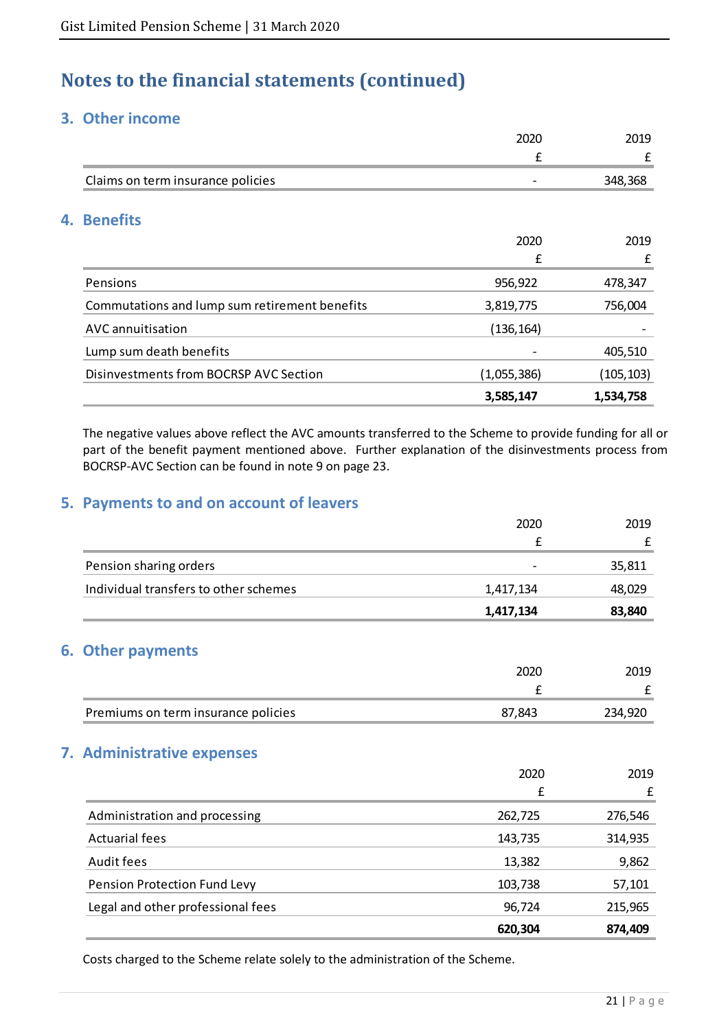# Notes to the financial statements (continued)

## 3. Other income

| | 2020 £ | 2019 £ |
|---|---|---|
| Claims on term insurance policies | - | 348,368 |

## 4. Benefits

| | 2020 £ | 2019 £ |
|---|---|---|
| Pensions | 956,922 | 478,347 |
| Commutations and lump sum retirement benefits | 3,819,775 | 756,004 |
| AVC annuitisation | (136,164) | - |
| Lump sum death benefits | - | 405,510 |
| Disinvestments from BOCRSP AVC Section | (1,055,386) | (105,103) |
| | **3,585,147** | **1,534,758** |

The negative values above reflect the AVC amounts transferred to the Scheme to provide funding for all or part of the benefit payment mentioned above. Further explanation of the disinvestments process from BOCRSP-AVC Section can be found in note 9 on page 23.

## 5. Payments to and on account of leavers

| | 2020 £ | 2019 £ |
|---|---|---|
| Pension sharing orders | - | 35,811 |
| Individual transfers to other schemes | 1,417,134 | 48,029 |
| | **1,417,134** | **83,840** |

## 6. Other payments

| | 2020 £ | 2019 £ |
|---|---|---|
| Premiums on term insurance policies | 87,843 | 234,920 |

## 7. Administrative expenses

| | 2020 £ | 2019 £ |
|---|---|---|
| Administration and processing | 262,725 | 276,546 |
| Actuarial fees | 143,735 | 314,935 |
| Audit fees | 13,382 | 9,862 |
| Pension Protection Fund Levy | 103,738 | 57,101 |
| Legal and other professional fees | 96,724 | 215,965 |
| | **620,304** | **874,409** |

Costs charged to the Scheme relate solely to the administration of the Scheme.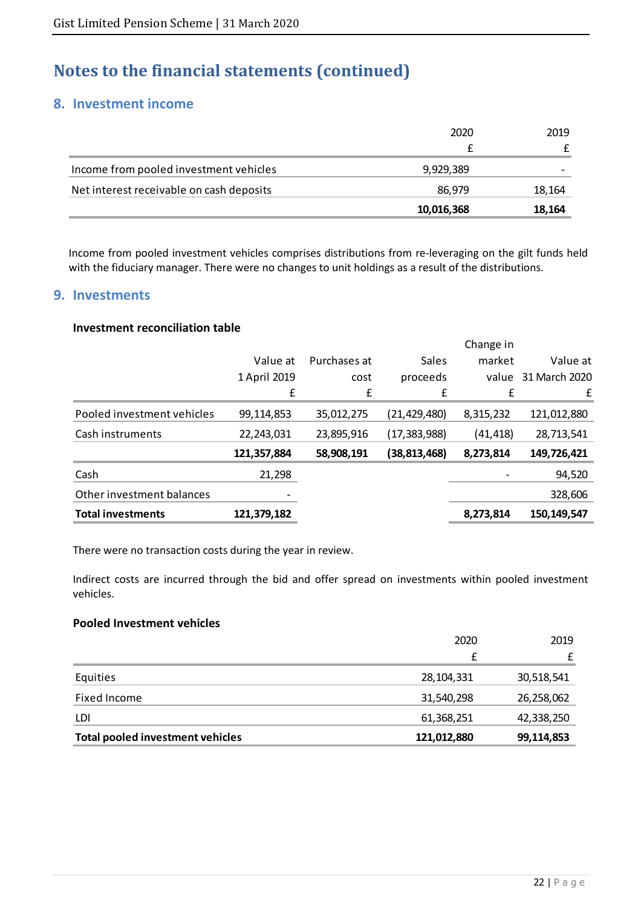# Notes to the financial statements (continued)

## 8. Investment income

| | 2020 | 2019 |
|---|---|---|
| | £ | £ |
| Income from pooled investment vehicles | 9,929,389 | - |
| Net interest receivable on cash deposits | 86,979 | 18,164 |
| | **10,016,368** | **18,164** |

Income from pooled investment vehicles comprises distributions from re-leveraging on the gilt funds held with the fiduciary manager. There were no changes to unit holdings as a result of the distributions.

## 9. Investments

### Investment reconciliation table

| | Value at 1 April 2019 | Purchases at cost | Sales proceeds | Change in market value | Value at 31 March 2020 |
|---|---|---|---|---|---|
| | £ | £ | £ | £ | £ |
| Pooled investment vehicles | 99,114,853 | 35,012,275 | (21,429,480) | 8,315,232 | 121,012,880 |
| Cash instruments | 22,243,031 | 23,895,916 | (17,383,988) | (41,418) | 28,713,541 |
| | **121,357,884** | **58,908,191** | **(38,813,468)** | **8,273,814** | **149,726,421** |
| Cash | 21,298 | | | - | 94,520 |
| Other investment balances | - | | | | 328,606 |
| **Total investments** | **121,379,182** | | | **8,273,814** | **150,149,547** |

There were no transaction costs during the year in review.

Indirect costs are incurred through the bid and offer spread on investments within pooled investment vehicles.

### Pooled Investment vehicles

| | 2020 | 2019 |
|---|---|---|
| | £ | £ |
| Equities | 28,104,331 | 30,518,541 |
| Fixed Income | 31,540,298 | 26,258,062 |
| LDI | 61,368,251 | 42,338,250 |
| **Total pooled investment vehicles** | **121,012,880** | **99,114,853** |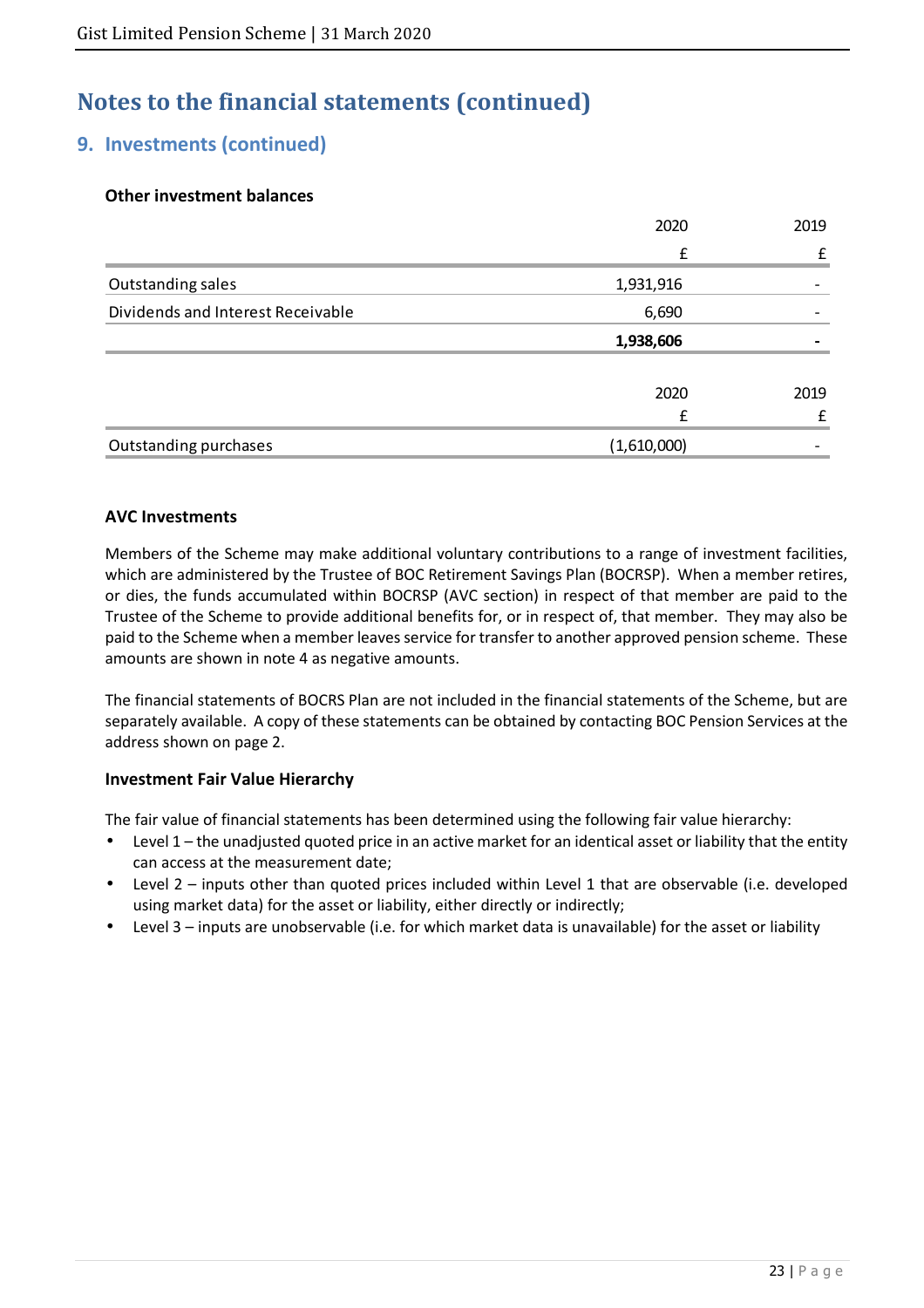# Notes to the financial statements (continued)

## 9. Investments (continued)

### Other investment balances

| | 2020 | 2019 |
|---|---|---|
| | £ | £ |
| Outstanding sales | 1,931,916 | - |
| Dividends and Interest Receivable | 6,690 | - |
| | **1,938,606** | **-** |

| | 2020 | 2019 |
|---|---|---|
| | £ | £ |
| Outstanding purchases | (1,610,000) | - |

### AVC Investments

Members of the Scheme may make additional voluntary contributions to a range of investment facilities, which are administered by the Trustee of BOC Retirement Savings Plan (BOCRSP). When a member retires, or dies, the funds accumulated within BOCRSP (AVC section) in respect of that member are paid to the Trustee of the Scheme to provide additional benefits for, or in respect of, that member. They may also be paid to the Scheme when a member leaves service for transfer to another approved pension scheme. These amounts are shown in note 4 as negative amounts.

The financial statements of BOCRS Plan are not included in the financial statements of the Scheme, but are separately available. A copy of these statements can be obtained by contacting BOC Pension Services at the address shown on page 2.

### Investment Fair Value Hierarchy

The fair value of financial statements has been determined using the following fair value hierarchy:

- Level 1 – the unadjusted quoted price in an active market for an identical asset or liability that the entity can access at the measurement date;
- Level 2 – inputs other than quoted prices included within Level 1 that are observable (i.e. developed using market data) for the asset or liability, either directly or indirectly;
- Level 3 – inputs are unobservable (i.e. for which market data is unavailable) for the asset or liability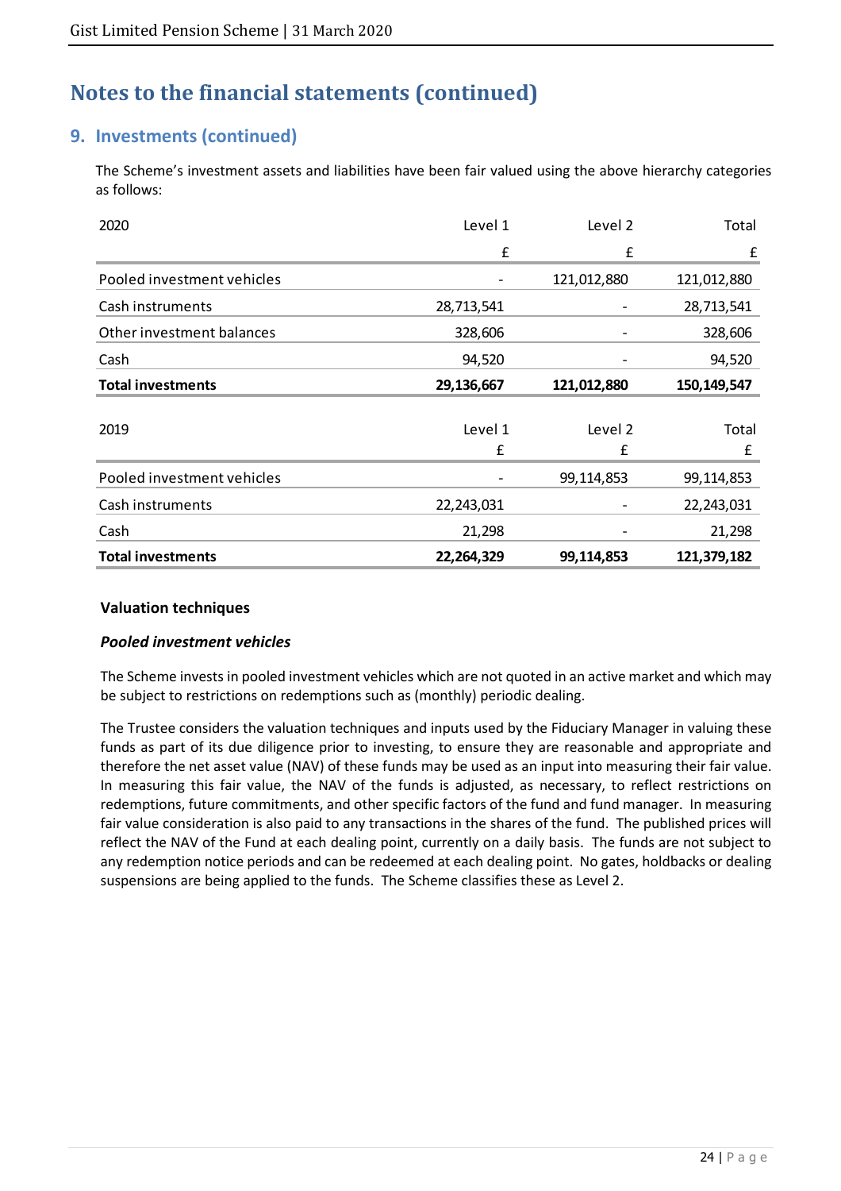# Notes to the financial statements (continued)

## 9. Investments (continued)

The Scheme's investment assets and liabilities have been fair valued using the above hierarchy categories as follows:

| 2020 | Level 1 | Level 2 | Total |
|---|---|---|---|
| | £ | £ | £ |
| Pooled investment vehicles | - | 121,012,880 | 121,012,880 |
| Cash instruments | 28,713,541 | - | 28,713,541 |
| Other investment balances | 328,606 | - | 328,606 |
| Cash | 94,520 | - | 94,520 |
| **Total investments** | **29,136,667** | **121,012,880** | **150,149,547** |

| 2019 | Level 1 | Level 2 | Total |
|---|---|---|---|
| | £ | £ | £ |
| Pooled investment vehicles | - | 99,114,853 | 99,114,853 |
| Cash instruments | 22,243,031 | - | 22,243,031 |
| Cash | 21,298 | - | 21,298 |
| **Total investments** | **22,264,329** | **99,114,853** | **121,379,182** |

**Valuation techniques**

***Pooled investment vehicles***

The Scheme invests in pooled investment vehicles which are not quoted in an active market and which may be subject to restrictions on redemptions such as (monthly) periodic dealing.

The Trustee considers the valuation techniques and inputs used by the Fiduciary Manager in valuing these funds as part of its due diligence prior to investing, to ensure they are reasonable and appropriate and therefore the net asset value (NAV) of these funds may be used as an input into measuring their fair value. In measuring this fair value, the NAV of the funds is adjusted, as necessary, to reflect restrictions on redemptions, future commitments, and other specific factors of the fund and fund manager. In measuring fair value consideration is also paid to any transactions in the shares of the fund. The published prices will reflect the NAV of the Fund at each dealing point, currently on a daily basis. The funds are not subject to any redemption notice periods and can be redeemed at each dealing point. No gates, holdbacks or dealing suspensions are being applied to the funds. The Scheme classifies these as Level 2.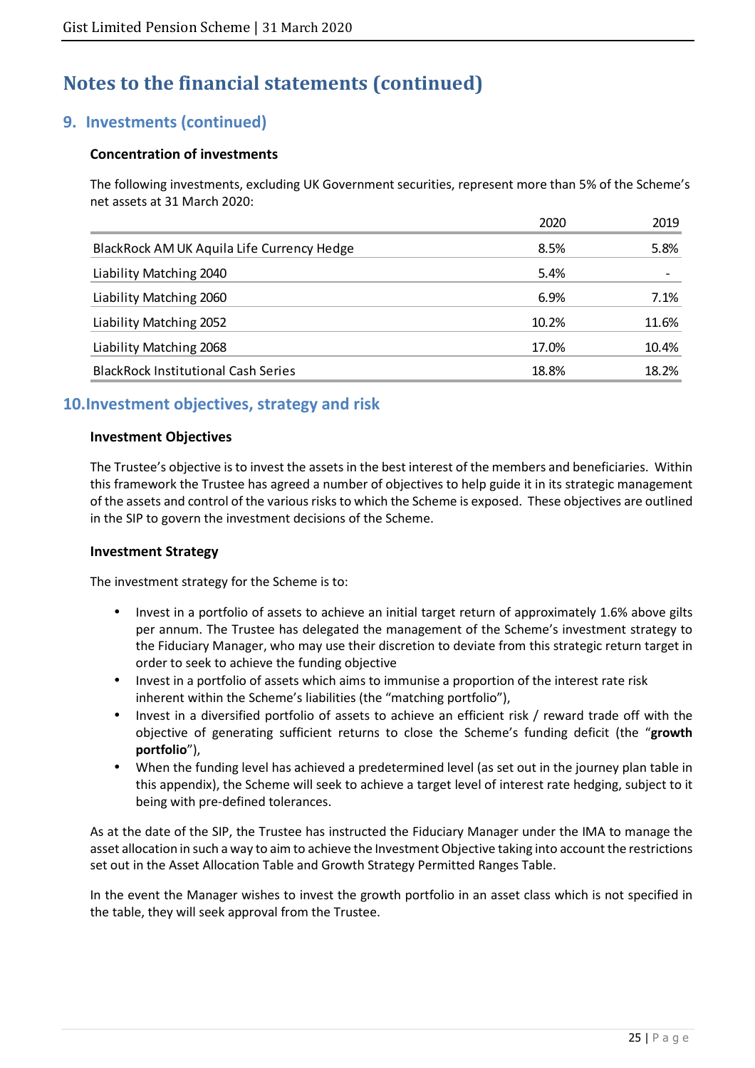# Notes to the financial statements (continued)

## 9. Investments (continued)

### Concentration of investments

The following investments, excluding UK Government securities, represent more than 5% of the Scheme's net assets at 31 March 2020:

| | 2020 | 2019 |
|---|---|---|
| BlackRock AM UK Aquila Life Currency Hedge | 8.5% | 5.8% |
| Liability Matching 2040 | 5.4% | - |
| Liability Matching 2060 | 6.9% | 7.1% |
| Liability Matching 2052 | 10.2% | 11.6% |
| Liability Matching 2068 | 17.0% | 10.4% |
| BlackRock Institutional Cash Series | 18.8% | 18.2% |

## 10. Investment objectives, strategy and risk

### Investment Objectives

The Trustee's objective is to invest the assets in the best interest of the members and beneficiaries. Within this framework the Trustee has agreed a number of objectives to help guide it in its strategic management of the assets and control of the various risks to which the Scheme is exposed. These objectives are outlined in the SIP to govern the investment decisions of the Scheme.

### Investment Strategy

The investment strategy for the Scheme is to:

- Invest in a portfolio of assets to achieve an initial target return of approximately 1.6% above gilts per annum. The Trustee has delegated the management of the Scheme's investment strategy to the Fiduciary Manager, who may use their discretion to deviate from this strategic return target in order to seek to achieve the funding objective
- Invest in a portfolio of assets which aims to immunise a proportion of the interest rate risk inherent within the Scheme's liabilities (the "matching portfolio"),
- Invest in a diversified portfolio of assets to achieve an efficient risk / reward trade off with the objective of generating sufficient returns to close the Scheme's funding deficit (the "**growth portfolio**"),
- When the funding level has achieved a predetermined level (as set out in the journey plan table in this appendix), the Scheme will seek to achieve a target level of interest rate hedging, subject to it being with pre-defined tolerances.

As at the date of the SIP, the Trustee has instructed the Fiduciary Manager under the IMA to manage the asset allocation in such a way to aim to achieve the Investment Objective taking into account the restrictions set out in the Asset Allocation Table and Growth Strategy Permitted Ranges Table.

In the event the Manager wishes to invest the growth portfolio in an asset class which is not specified in the table, they will seek approval from the Trustee.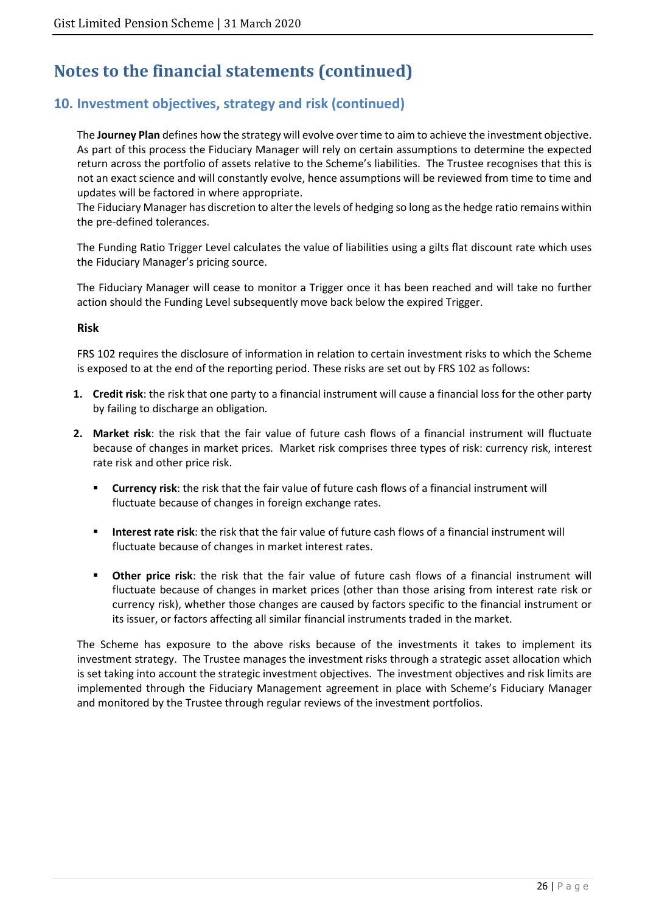# Notes to the financial statements (continued)

## 10. Investment objectives, strategy and risk (continued)

The **Journey Plan** defines how the strategy will evolve over time to aim to achieve the investment objective. As part of this process the Fiduciary Manager will rely on certain assumptions to determine the expected return across the portfolio of assets relative to the Scheme's liabilities. The Trustee recognises that this is not an exact science and will constantly evolve, hence assumptions will be reviewed from time to time and updates will be factored in where appropriate.
The Fiduciary Manager has discretion to alter the levels of hedging so long as the hedge ratio remains within the pre-defined tolerances.

The Funding Ratio Trigger Level calculates the value of liabilities using a gilts flat discount rate which uses the Fiduciary Manager's pricing source.

The Fiduciary Manager will cease to monitor a Trigger once it has been reached and will take no further action should the Funding Level subsequently move back below the expired Trigger.

### Risk

FRS 102 requires the disclosure of information in relation to certain investment risks to which the Scheme is exposed to at the end of the reporting period. These risks are set out by FRS 102 as follows:

1. **Credit risk**: the risk that one party to a financial instrument will cause a financial loss for the other party by failing to discharge an obligation.

2. **Market risk**: the risk that the fair value of future cash flows of a financial instrument will fluctuate because of changes in market prices. Market risk comprises three types of risk: currency risk, interest rate risk and other price risk.

   - **Currency risk**: the risk that the fair value of future cash flows of a financial instrument will fluctuate because of changes in foreign exchange rates.

   - **Interest rate risk**: the risk that the fair value of future cash flows of a financial instrument will fluctuate because of changes in market interest rates.

   - **Other price risk**: the risk that the fair value of future cash flows of a financial instrument will fluctuate because of changes in market prices (other than those arising from interest rate risk or currency risk), whether those changes are caused by factors specific to the financial instrument or its issuer, or factors affecting all similar financial instruments traded in the market.

The Scheme has exposure to the above risks because of the investments it takes to implement its investment strategy. The Trustee manages the investment risks through a strategic asset allocation which is set taking into account the strategic investment objectives. The investment objectives and risk limits are implemented through the Fiduciary Management agreement in place with Scheme's Fiduciary Manager and monitored by the Trustee through regular reviews of the investment portfolios.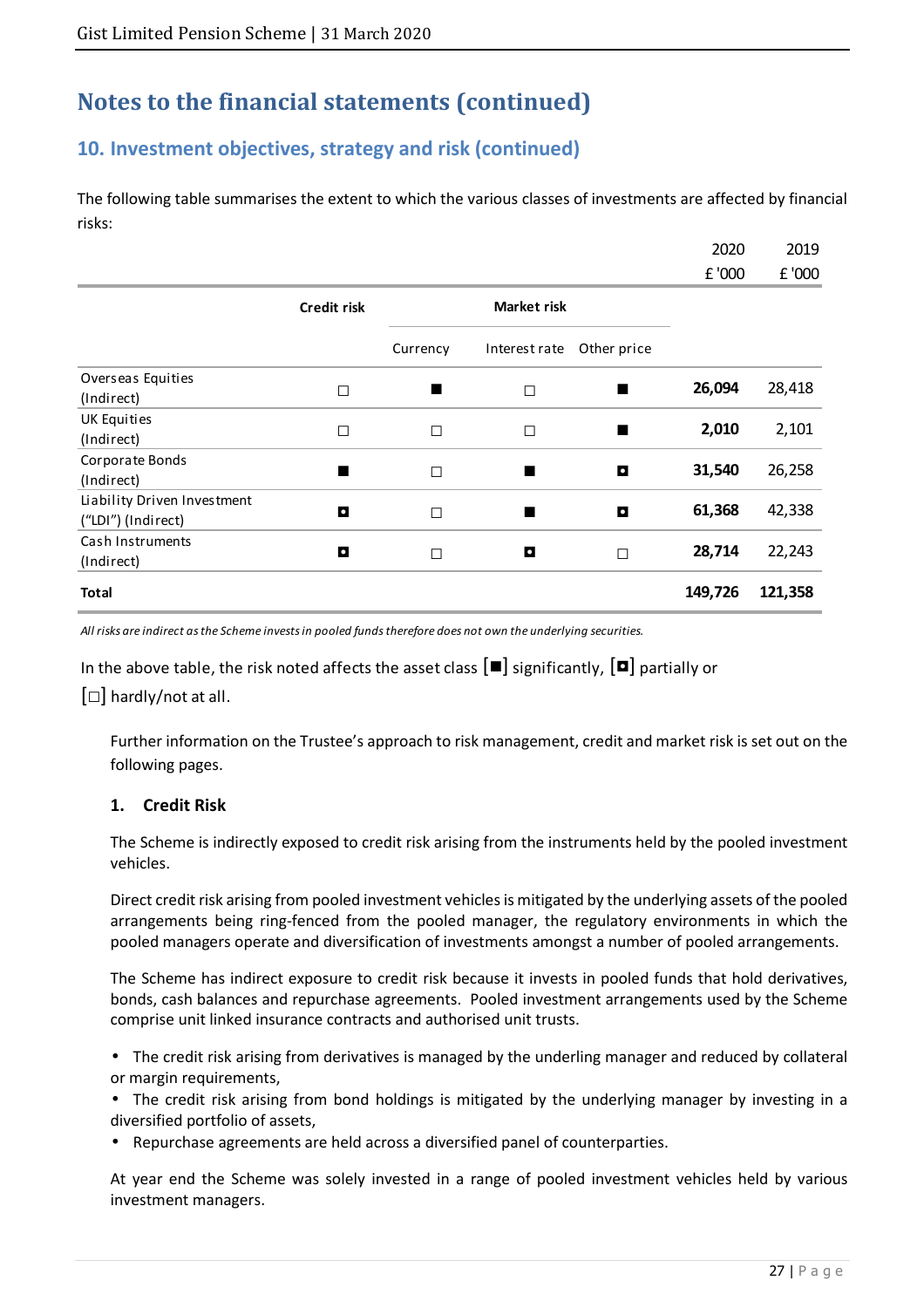# Notes to the financial statements (continued)

## 10. Investment objectives, strategy and risk (continued)

The following table summarises the extent to which the various classes of investments are affected by financial risks:

| | Credit risk | Market risk | | | 2020 | 2019 |
|---|---|---|---|---|---|---|
| | | Currency | Interest rate | Other price | £ '000 | £ '000 |
| Overseas Equities (Indirect) | □ | ■ | □ | ■ | **26,094** | 28,418 |
| UK Equities (Indirect) | □ | □ | □ | ■ | **2,010** | 2,101 |
| Corporate Bonds (Indirect) | ■ | □ | ■ | ◘ | **31,540** | 26,258 |
| Liability Driven Investment ("LDI") (Indirect) | ◘ | □ | ■ | ◘ | **61,368** | 42,338 |
| Cash Instruments (Indirect) | ◘ | □ | ◘ | □ | **28,714** | 22,243 |
| **Total** | | | | | **149,726** | **121,358** |

*All risks are indirect as the Scheme invests in pooled funds therefore does not own the underlying securities.*

In the above table, the risk noted affects the asset class [■] significantly, [◘] partially or [□] hardly/not at all.

Further information on the Trustee's approach to risk management, credit and market risk is set out on the following pages.

### 1. Credit Risk

The Scheme is indirectly exposed to credit risk arising from the instruments held by the pooled investment vehicles.

Direct credit risk arising from pooled investment vehicles is mitigated by the underlying assets of the pooled arrangements being ring-fenced from the pooled manager, the regulatory environments in which the pooled managers operate and diversification of investments amongst a number of pooled arrangements.

The Scheme has indirect exposure to credit risk because it invests in pooled funds that hold derivatives, bonds, cash balances and repurchase agreements. Pooled investment arrangements used by the Scheme comprise unit linked insurance contracts and authorised unit trusts.

- The credit risk arising from derivatives is managed by the underling manager and reduced by collateral or margin requirements,
- The credit risk arising from bond holdings is mitigated by the underlying manager by investing in a diversified portfolio of assets,
- Repurchase agreements are held across a diversified panel of counterparties.

At year end the Scheme was solely invested in a range of pooled investment vehicles held by various investment managers.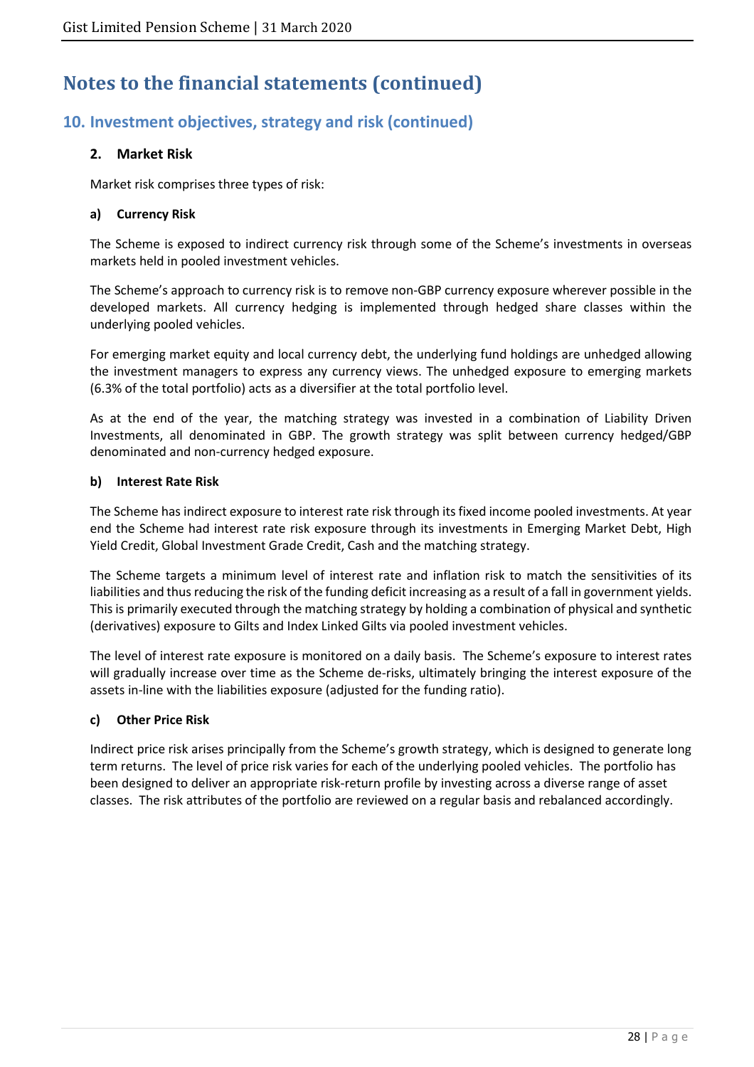# Notes to the financial statements (continued)

## 10. Investment objectives, strategy and risk (continued)

### 2. Market Risk

Market risk comprises three types of risk:

#### a) Currency Risk

The Scheme is exposed to indirect currency risk through some of the Scheme's investments in overseas markets held in pooled investment vehicles.

The Scheme's approach to currency risk is to remove non-GBP currency exposure wherever possible in the developed markets. All currency hedging is implemented through hedged share classes within the underlying pooled vehicles.

For emerging market equity and local currency debt, the underlying fund holdings are unhedged allowing the investment managers to express any currency views. The unhedged exposure to emerging markets (6.3% of the total portfolio) acts as a diversifier at the total portfolio level.

As at the end of the year, the matching strategy was invested in a combination of Liability Driven Investments, all denominated in GBP. The growth strategy was split between currency hedged/GBP denominated and non-currency hedged exposure.

#### b) Interest Rate Risk

The Scheme has indirect exposure to interest rate risk through its fixed income pooled investments. At year end the Scheme had interest rate risk exposure through its investments in Emerging Market Debt, High Yield Credit, Global Investment Grade Credit, Cash and the matching strategy.

The Scheme targets a minimum level of interest rate and inflation risk to match the sensitivities of its liabilities and thus reducing the risk of the funding deficit increasing as a result of a fall in government yields. This is primarily executed through the matching strategy by holding a combination of physical and synthetic (derivatives) exposure to Gilts and Index Linked Gilts via pooled investment vehicles.

The level of interest rate exposure is monitored on a daily basis. The Scheme's exposure to interest rates will gradually increase over time as the Scheme de-risks, ultimately bringing the interest exposure of the assets in-line with the liabilities exposure (adjusted for the funding ratio).

#### c) Other Price Risk

Indirect price risk arises principally from the Scheme's growth strategy, which is designed to generate long term returns. The level of price risk varies for each of the underlying pooled vehicles. The portfolio has been designed to deliver an appropriate risk-return profile by investing across a diverse range of asset classes. The risk attributes of the portfolio are reviewed on a regular basis and rebalanced accordingly.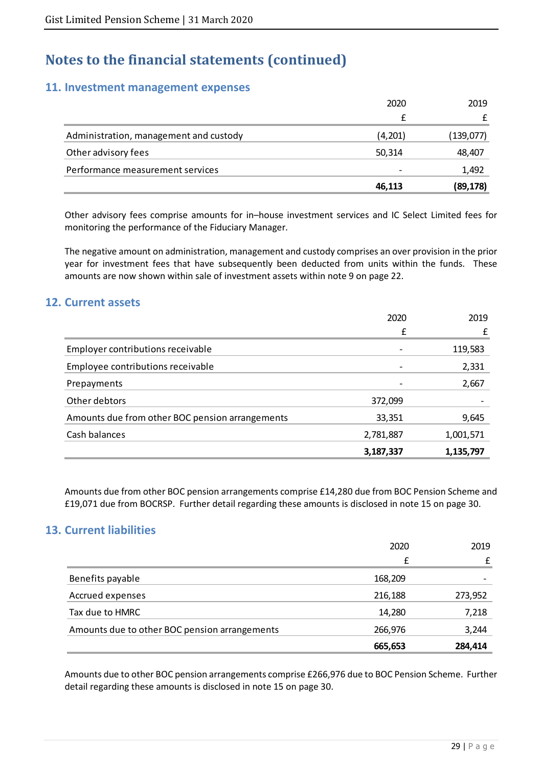# Notes to the financial statements (continued)

## 11. Investment management expenses

| | 2020 | 2019 |
|---|---|---|
| | £ | £ |
| Administration, management and custody | (4,201) | (139,077) |
| Other advisory fees | 50,314 | 48,407 |
| Performance measurement services | - | 1,492 |
| | **46,113** | **(89,178)** |

Other advisory fees comprise amounts for in–house investment services and IC Select Limited fees for monitoring the performance of the Fiduciary Manager.

The negative amount on administration, management and custody comprises an over provision in the prior year for investment fees that have subsequently been deducted from units within the funds. These amounts are now shown within sale of investment assets within note 9 on page 22.

## 12. Current assets

| | 2020 | 2019 |
|---|---|---|
| | £ | £ |
| Employer contributions receivable | - | 119,583 |
| Employee contributions receivable | - | 2,331 |
| Prepayments | - | 2,667 |
| Other debtors | 372,099 | - |
| Amounts due from other BOC pension arrangements | 33,351 | 9,645 |
| Cash balances | 2,781,887 | 1,001,571 |
| | **3,187,337** | **1,135,797** |

Amounts due from other BOC pension arrangements comprise £14,280 due from BOC Pension Scheme and £19,071 due from BOCRSP. Further detail regarding these amounts is disclosed in note 15 on page 30.

## 13. Current liabilities

| | 2020 | 2019 |
|---|---|---|
| | £ | £ |
| Benefits payable | 168,209 | - |
| Accrued expenses | 216,188 | 273,952 |
| Tax due to HMRC | 14,280 | 7,218 |
| Amounts due to other BOC pension arrangements | 266,976 | 3,244 |
| | **665,653** | **284,414** |

Amounts due to other BOC pension arrangements comprise £266,976 due to BOC Pension Scheme. Further detail regarding these amounts is disclosed in note 15 on page 30.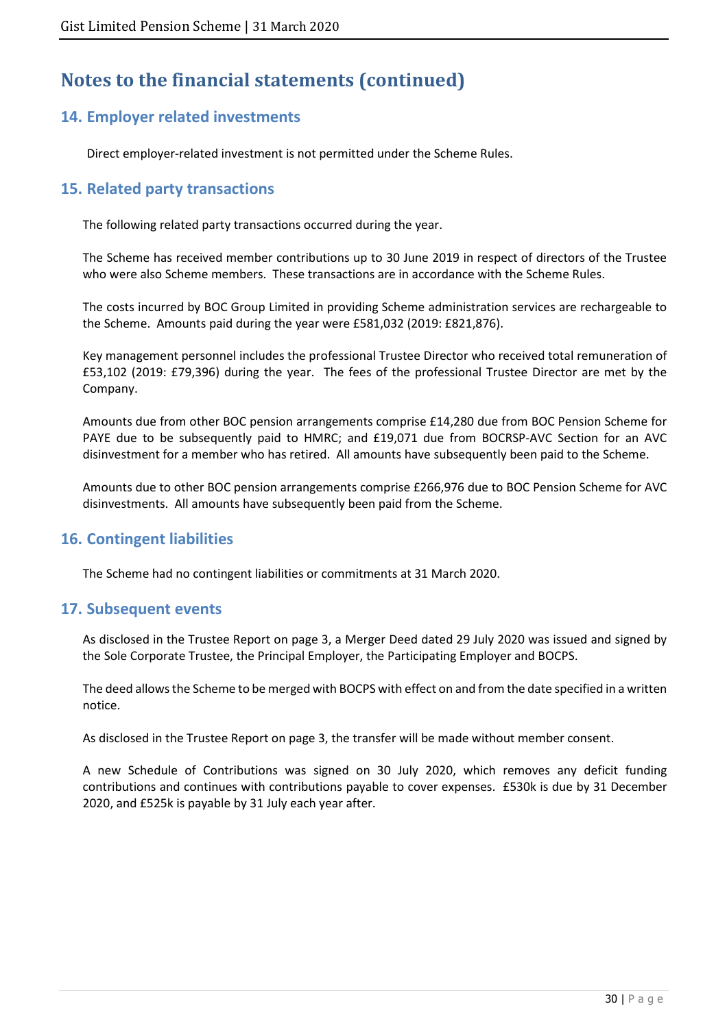# Notes to the financial statements (continued)

## 14. Employer related investments

Direct employer-related investment is not permitted under the Scheme Rules.

## 15. Related party transactions

The following related party transactions occurred during the year.

The Scheme has received member contributions up to 30 June 2019 in respect of directors of the Trustee who were also Scheme members. These transactions are in accordance with the Scheme Rules.

The costs incurred by BOC Group Limited in providing Scheme administration services are rechargeable to the Scheme. Amounts paid during the year were £581,032 (2019: £821,876).

Key management personnel includes the professional Trustee Director who received total remuneration of £53,102 (2019: £79,396) during the year. The fees of the professional Trustee Director are met by the Company.

Amounts due from other BOC pension arrangements comprise £14,280 due from BOC Pension Scheme for PAYE due to be subsequently paid to HMRC; and £19,071 due from BOCRSP-AVC Section for an AVC disinvestment for a member who has retired. All amounts have subsequently been paid to the Scheme.

Amounts due to other BOC pension arrangements comprise £266,976 due to BOC Pension Scheme for AVC disinvestments. All amounts have subsequently been paid from the Scheme.

## 16. Contingent liabilities

The Scheme had no contingent liabilities or commitments at 31 March 2020.

## 17. Subsequent events

As disclosed in the Trustee Report on page 3, a Merger Deed dated 29 July 2020 was issued and signed by the Sole Corporate Trustee, the Principal Employer, the Participating Employer and BOCPS.

The deed allows the Scheme to be merged with BOCPS with effect on and from the date specified in a written notice.

As disclosed in the Trustee Report on page 3, the transfer will be made without member consent.

A new Schedule of Contributions was signed on 30 July 2020, which removes any deficit funding contributions and continues with contributions payable to cover expenses. £530k is due by 31 December 2020, and £525k is payable by 31 July each year after.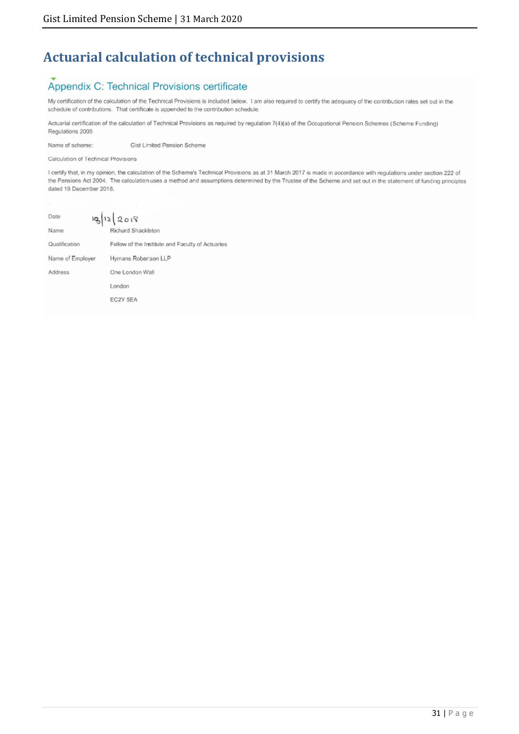# Actuarial calculation of technical provisions

## Appendix C: Technical Provisions certificate

My certification of the calculation of the Technical Provisions is included below. I am also required to certify the adequacy of the contribution rates set out in the schedule of contributions. That certificate is appended to the contribution schedule.

Actuarial certification of the calculation of Technical Provisions as required by regulation 7(4)(a) of the Occupational Pension Schemes (Scheme Funding) Regulations 2005

Name of scheme: Gist Limited Pension Scheme

Calculation of Technical Provisions

I certify that, in my opinion, the calculation of the Scheme's Technical Provisions as at 31 March 2017 is made in accordance with regulations under section 222 of the Pensions Act 2004. The calculation uses a method and assumptions determined by the Trustee of the Scheme and set out in the statement of funding principles dated 18 December 2018.

| | |
|---|---|
| Date | 18/12/2018 |
| Name | Richard Shackleton |
| Qualification | Fellow of the Institute and Faculty of Actuaries |
| Name of Employer | Hymans Robertson LLP |
| Address | One London Wall |
| | London |
| | EC2Y 5EA |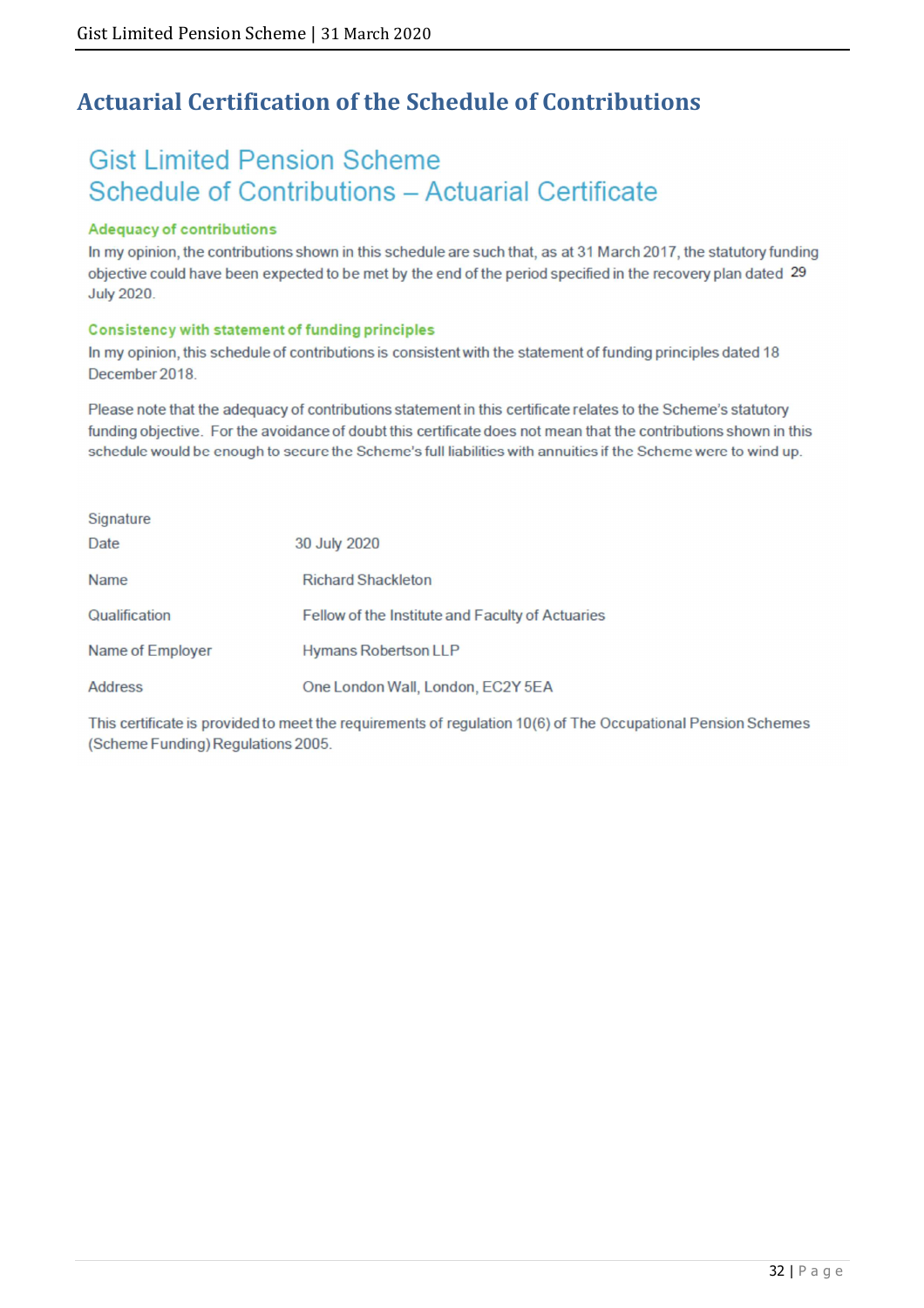# Actuarial Certification of the Schedule of Contributions

## Gist Limited Pension Scheme
## Schedule of Contributions – Actuarial Certificate

### Adequacy of contributions

In my opinion, the contributions shown in this schedule are such that, as at 31 March 2017, the statutory funding objective could have been expected to be met by the end of the period specified in the recovery plan dated 29 July 2020.

### Consistency with statement of funding principles

In my opinion, this schedule of contributions is consistent with the statement of funding principles dated 18 December 2018.

Please note that the adequacy of contributions statement in this certificate relates to the Scheme's statutory funding objective. For the avoidance of doubt this certificate does not mean that the contributions shown in this schedule would be enough to secure the Scheme's full liabilities with annuities if the Scheme were to wind up.

| | |
|---|---|
| Signature | |
| Date | 30 July 2020 |
| Name | Richard Shackleton |
| Qualification | Fellow of the Institute and Faculty of Actuaries |
| Name of Employer | Hymans Robertson LLP |
| Address | One London Wall, London, EC2Y 5EA |

This certificate is provided to meet the requirements of regulation 10(6) of The Occupational Pension Schemes (Scheme Funding) Regulations 2005.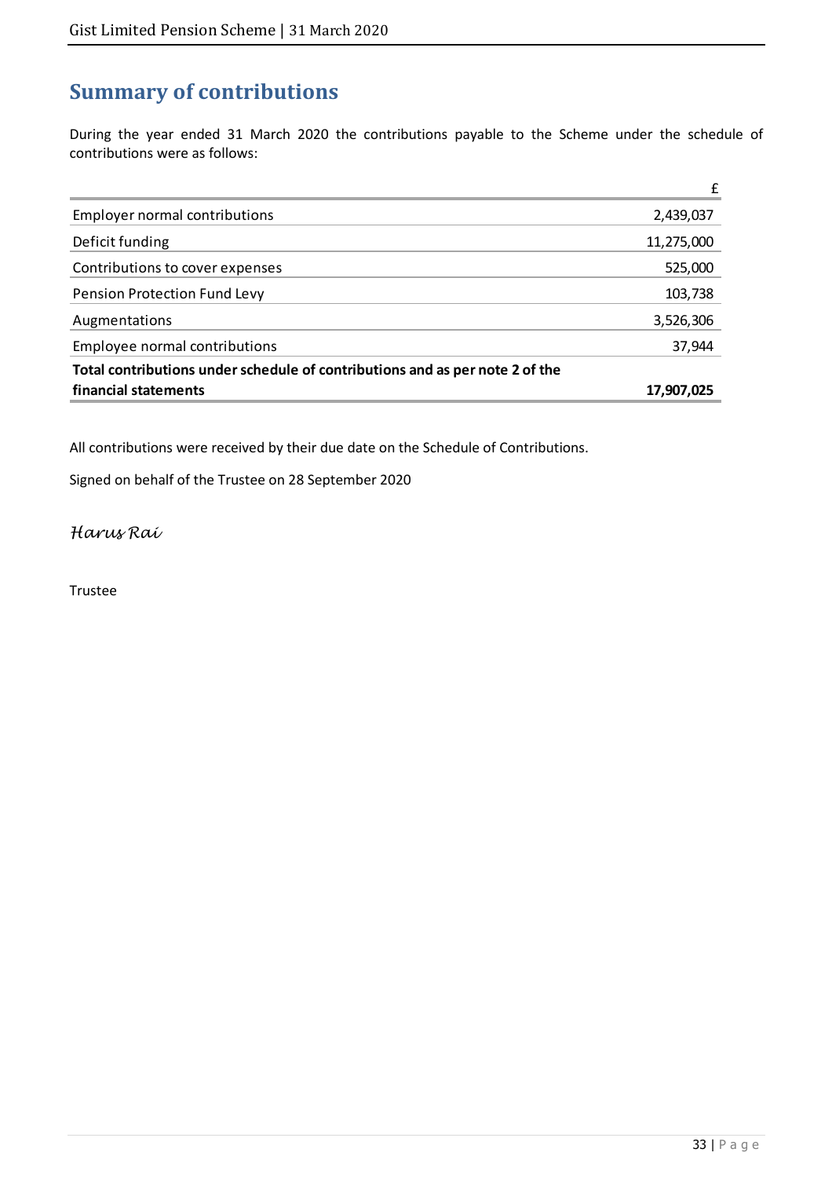# Summary of contributions

During the year ended 31 March 2020 the contributions payable to the Scheme under the schedule of contributions were as follows:

| | £ |
|---|---|
| Employer normal contributions | 2,439,037 |
| Deficit funding | 11,275,000 |
| Contributions to cover expenses | 525,000 |
| Pension Protection Fund Levy | 103,738 |
| Augmentations | 3,526,306 |
| Employee normal contributions | 37,944 |
| **Total contributions under schedule of contributions and as per note 2 of the financial statements** | **17,907,025** |

All contributions were received by their due date on the Schedule of Contributions.

Signed on behalf of the Trustee on 28 September 2020

*Harus Rai*

Trustee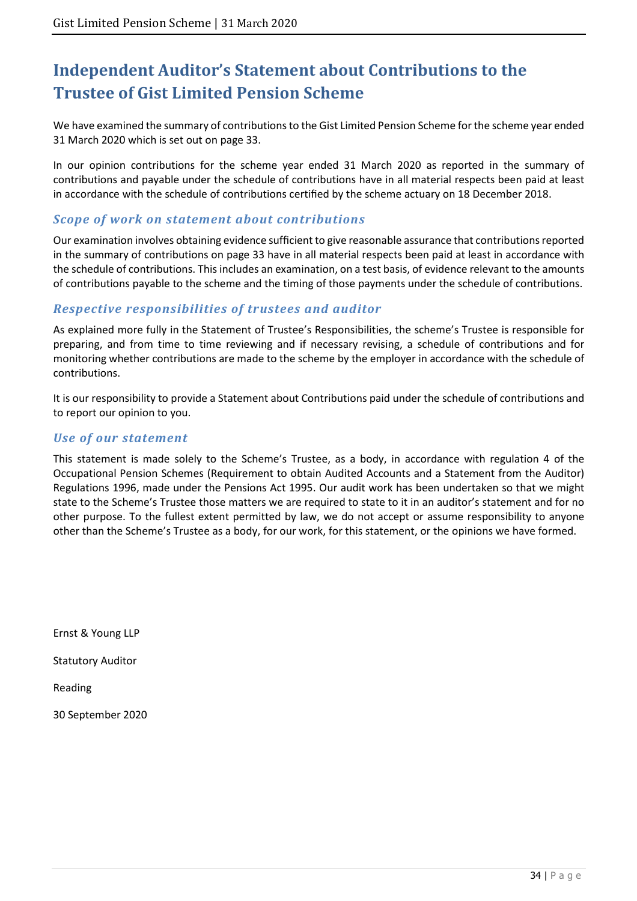# Independent Auditor's Statement about Contributions to the Trustee of Gist Limited Pension Scheme

We have examined the summary of contributions to the Gist Limited Pension Scheme for the scheme year ended 31 March 2020 which is set out on page 33.

In our opinion contributions for the scheme year ended 31 March 2020 as reported in the summary of contributions and payable under the schedule of contributions have in all material respects been paid at least in accordance with the schedule of contributions certified by the scheme actuary on 18 December 2018.

## *Scope of work on statement about contributions*

Our examination involves obtaining evidence sufficient to give reasonable assurance that contributions reported in the summary of contributions on page 33 have in all material respects been paid at least in accordance with the schedule of contributions. This includes an examination, on a test basis, of evidence relevant to the amounts of contributions payable to the scheme and the timing of those payments under the schedule of contributions.

## *Respective responsibilities of trustees and auditor*

As explained more fully in the Statement of Trustee's Responsibilities, the scheme's Trustee is responsible for preparing, and from time to time reviewing and if necessary revising, a schedule of contributions and for monitoring whether contributions are made to the scheme by the employer in accordance with the schedule of contributions.

It is our responsibility to provide a Statement about Contributions paid under the schedule of contributions and to report our opinion to you.

## *Use of our statement*

This statement is made solely to the Scheme's Trustee, as a body, in accordance with regulation 4 of the Occupational Pension Schemes (Requirement to obtain Audited Accounts and a Statement from the Auditor) Regulations 1996, made under the Pensions Act 1995. Our audit work has been undertaken so that we might state to the Scheme's Trustee those matters we are required to state to it in an auditor's statement and for no other purpose. To the fullest extent permitted by law, we do not accept or assume responsibility to anyone other than the Scheme's Trustee as a body, for our work, for this statement, or the opinions we have formed.

Ernst & Young LLP

Statutory Auditor

Reading

30 September 2020